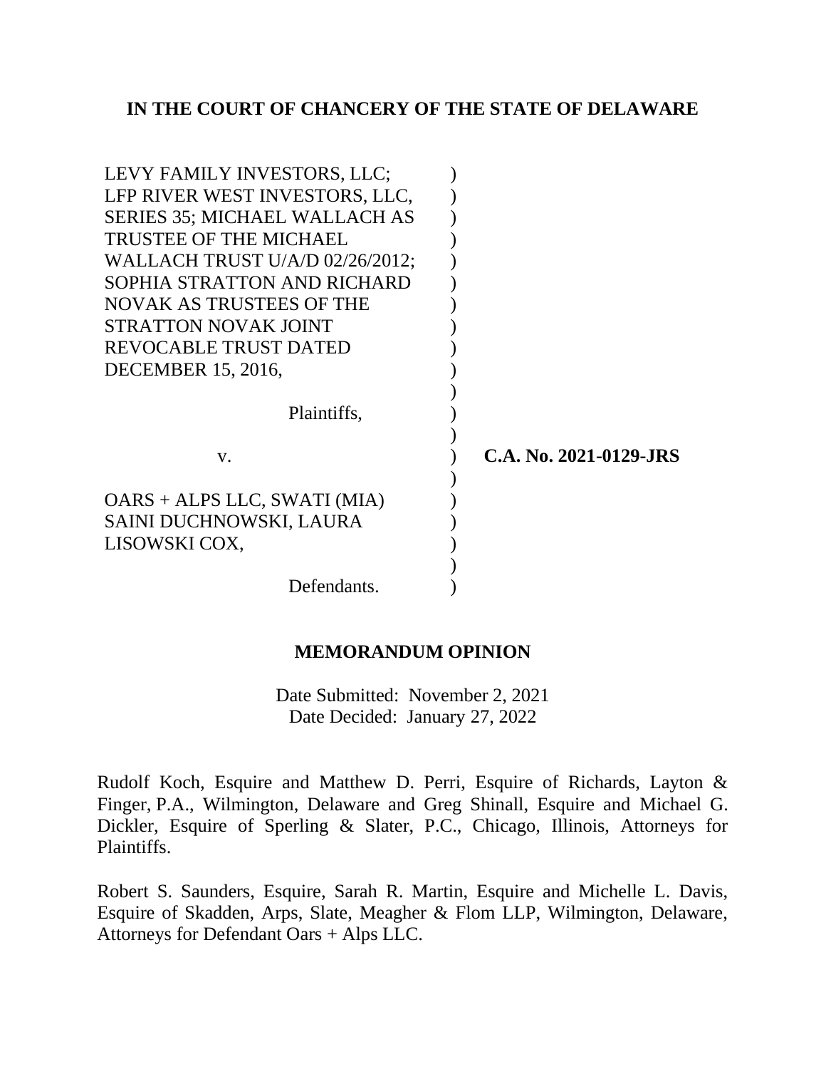**IN THE COURT OF CHANCERY OF THE STATE OF DELAWARE**

| | | |
|---|---|---|
| LEVY FAMILY INVESTORS, LLC; LFP RIVER WEST INVESTORS, LLC, SERIES 35; MICHAEL WALLACH AS TRUSTEE OF THE MICHAEL WALLACH TRUST U/A/D 02/26/2012; SOPHIA STRATTON AND RICHARD NOVAK AS TRUSTEES OF THE STRATTON NOVAK JOINT REVOCABLE TRUST DATED DECEMBER 15, 2016, | ) | |
| Plaintiffs, | ) | |
| v. | ) | **C.A. No. 2021-0129-JRS** |
| OARS + ALPS LLC, SWATI (MIA) SAINI DUCHNOWSKI, LAURA LISOWSKI COX, | ) | |
| Defendants. | ) | |

**MEMORANDUM OPINION**

Date Submitted: November 2, 2021
Date Decided: January 27, 2022

Rudolf Koch, Esquire and Matthew D. Perri, Esquire of Richards, Layton & Finger, P.A., Wilmington, Delaware and Greg Shinall, Esquire and Michael G. Dickler, Esquire of Sperling & Slater, P.C., Chicago, Illinois, Attorneys for Plaintiffs.

Robert S. Saunders, Esquire, Sarah R. Martin, Esquire and Michelle L. Davis, Esquire of Skadden, Arps, Slate, Meagher & Flom LLP, Wilmington, Delaware, Attorneys for Defendant Oars + Alps LLC.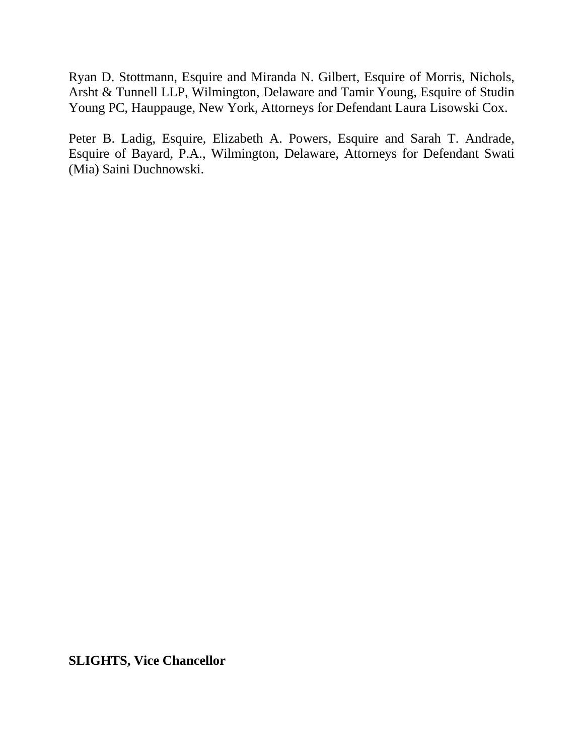Ryan D. Stottmann, Esquire and Miranda N. Gilbert, Esquire of Morris, Nichols, Arsht & Tunnell LLP, Wilmington, Delaware and Tamir Young, Esquire of Studin Young PC, Hauppauge, New York, Attorneys for Defendant Laura Lisowski Cox.

Peter B. Ladig, Esquire, Elizabeth A. Powers, Esquire and Sarah T. Andrade, Esquire of Bayard, P.A., Wilmington, Delaware, Attorneys for Defendant Swati (Mia) Saini Duchnowski.

**SLIGHTS, Vice Chancellor**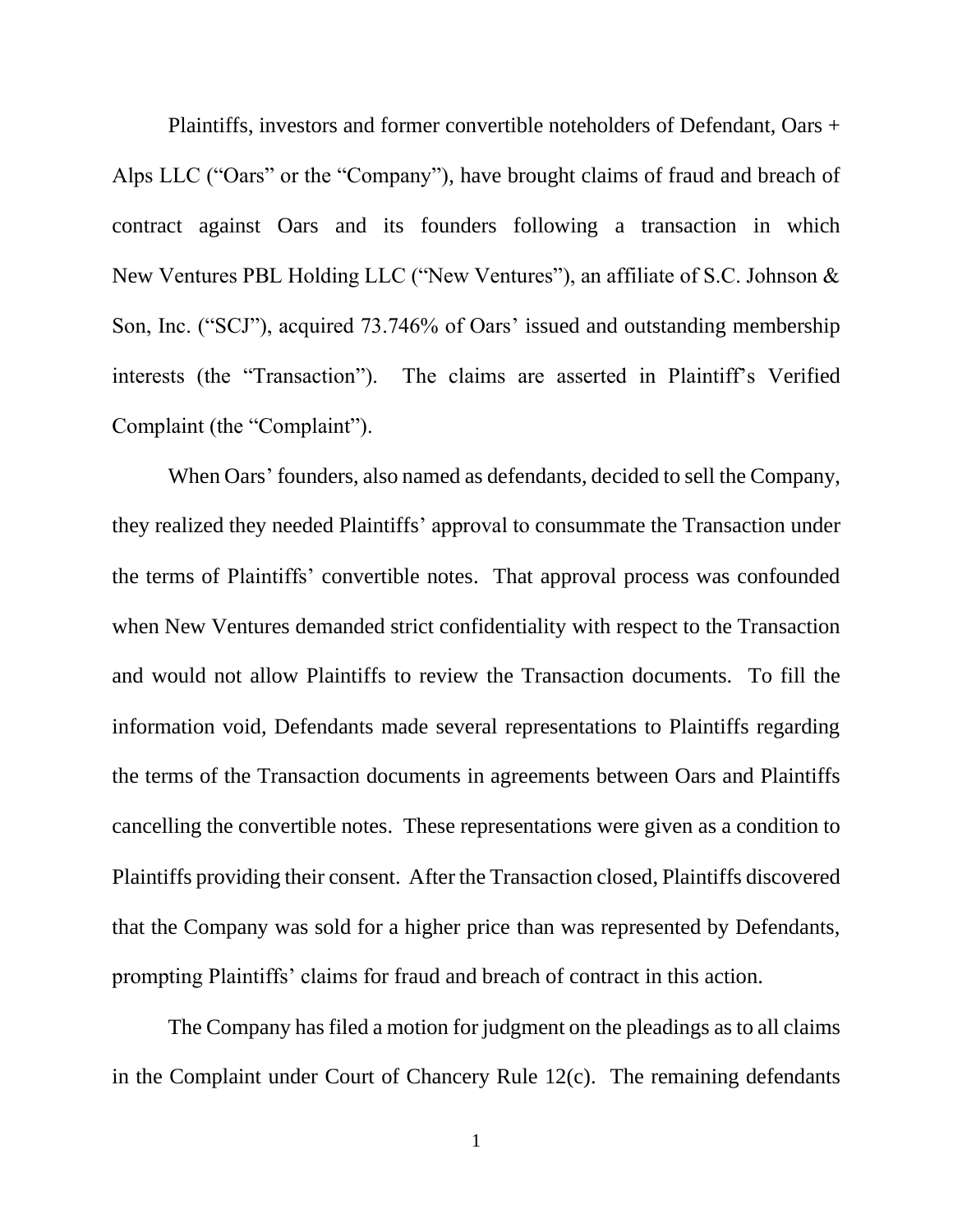Plaintiffs, investors and former convertible noteholders of Defendant, Oars + Alps LLC ("Oars" or the "Company"), have brought claims of fraud and breach of contract against Oars and its founders following a transaction in which New Ventures PBL Holding LLC ("New Ventures"), an affiliate of S.C. Johnson & Son, Inc. ("SCJ"), acquired 73.746% of Oars' issued and outstanding membership interests (the "Transaction"). The claims are asserted in Plaintiff's Verified Complaint (the "Complaint").

When Oars' founders, also named as defendants, decided to sell the Company, they realized they needed Plaintiffs' approval to consummate the Transaction under the terms of Plaintiffs' convertible notes. That approval process was confounded when New Ventures demanded strict confidentiality with respect to the Transaction and would not allow Plaintiffs to review the Transaction documents. To fill the information void, Defendants made several representations to Plaintiffs regarding the terms of the Transaction documents in agreements between Oars and Plaintiffs cancelling the convertible notes. These representations were given as a condition to Plaintiffs providing their consent. After the Transaction closed, Plaintiffs discovered that the Company was sold for a higher price than was represented by Defendants, prompting Plaintiffs' claims for fraud and breach of contract in this action.

The Company has filed a motion for judgment on the pleadings as to all claims in the Complaint under Court of Chancery Rule 12(c). The remaining defendants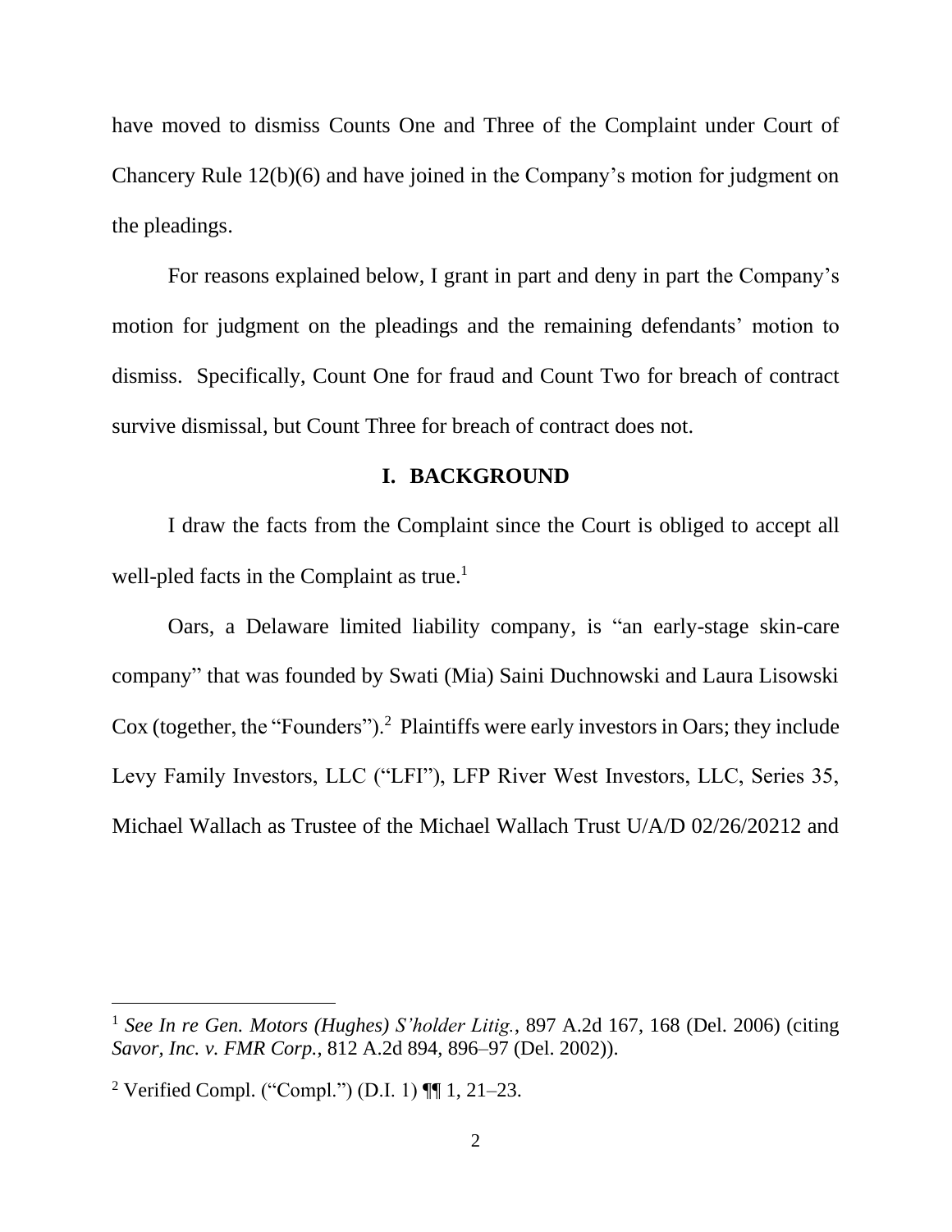have moved to dismiss Counts One and Three of the Complaint under Court of Chancery Rule 12(b)(6) and have joined in the Company's motion for judgment on the pleadings.

For reasons explained below, I grant in part and deny in part the Company's motion for judgment on the pleadings and the remaining defendants' motion to dismiss. Specifically, Count One for fraud and Count Two for breach of contract survive dismissal, but Count Three for breach of contract does not.

## I. BACKGROUND

I draw the facts from the Complaint since the Court is obliged to accept all well-pled facts in the Complaint as true.[1]

Oars, a Delaware limited liability company, is "an early-stage skin-care company" that was founded by Swati (Mia) Saini Duchnowski and Laura Lisowski Cox (together, the "Founders").[2] Plaintiffs were early investors in Oars; they include Levy Family Investors, LLC ("LFI"), LFP River West Investors, LLC, Series 35, Michael Wallach as Trustee of the Michael Wallach Trust U/A/D 02/26/20212 and

---

[1] *See In re Gen. Motors (Hughes) S'holder Litig.*, 897 A.2d 167, 168 (Del. 2006) (citing *Savor, Inc. v. FMR Corp.*, 812 A.2d 894, 896–97 (Del. 2002)).

[2] Verified Compl. ("Compl.") (D.I. 1) ¶¶ 1, 21–23.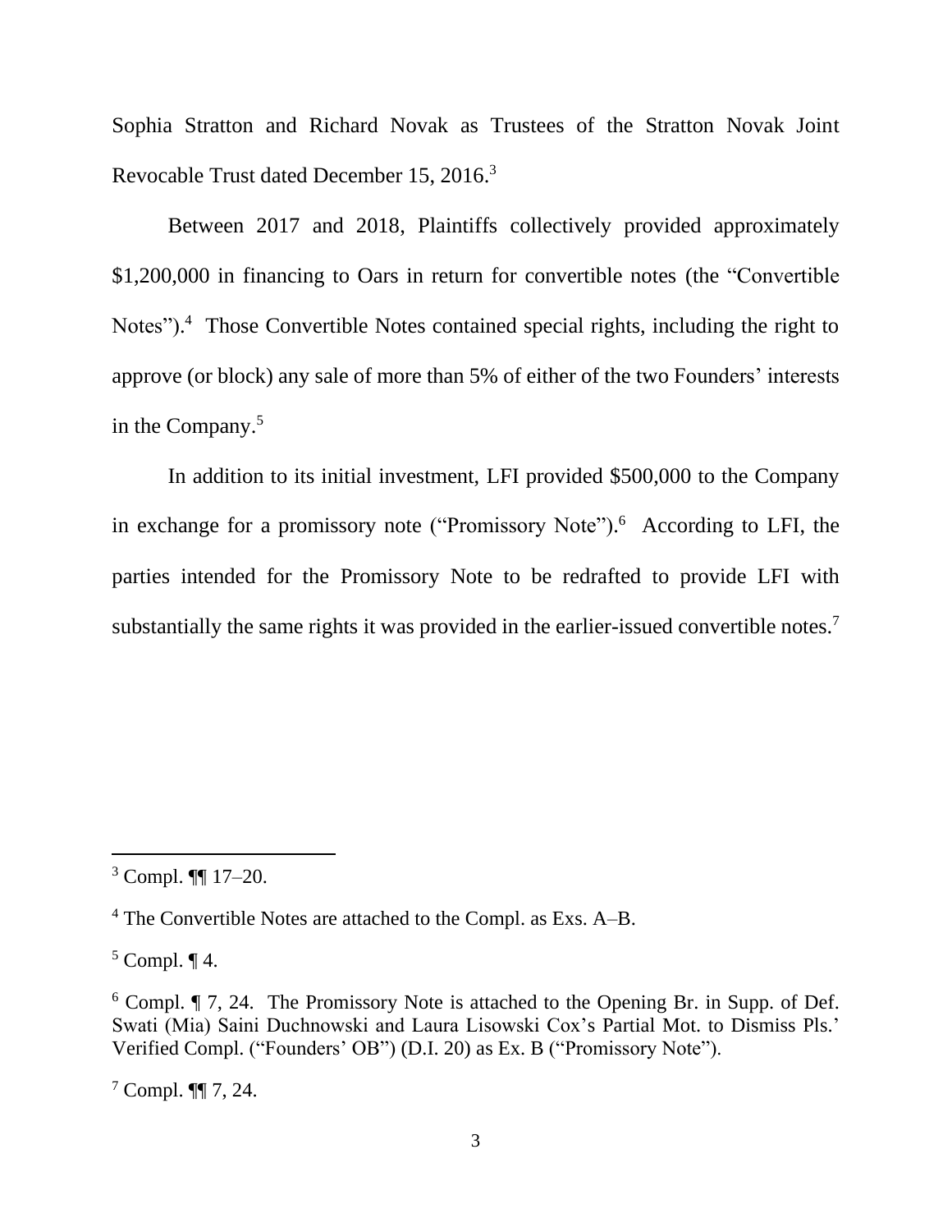Sophia Stratton and Richard Novak as Trustees of the Stratton Novak Joint Revocable Trust dated December 15, 2016.[3]

Between 2017 and 2018, Plaintiffs collectively provided approximately $1,200,000 in financing to Oars in return for convertible notes (the "Convertible Notes").[4] Those Convertible Notes contained special rights, including the right to approve (or block) any sale of more than 5% of either of the two Founders' interests in the Company.[5]

In addition to its initial investment, LFI provided $500,000 to the Company in exchange for a promissory note ("Promissory Note").[6] According to LFI, the parties intended for the Promissory Note to be redrafted to provide LFI with substantially the same rights it was provided in the earlier-issued convertible notes.[7]

---

[3] Compl. ¶¶ 17–20.

[4] The Convertible Notes are attached to the Compl. as Exs. A–B.

[5] Compl. ¶ 4.

[6] Compl. ¶ 7, 24. The Promissory Note is attached to the Opening Br. in Supp. of Def. Swati (Mia) Saini Duchnowski and Laura Lisowski Cox's Partial Mot. to Dismiss Pls.' Verified Compl. ("Founders' OB") (D.I. 20) as Ex. B ("Promissory Note").

[7] Compl. ¶¶ 7, 24.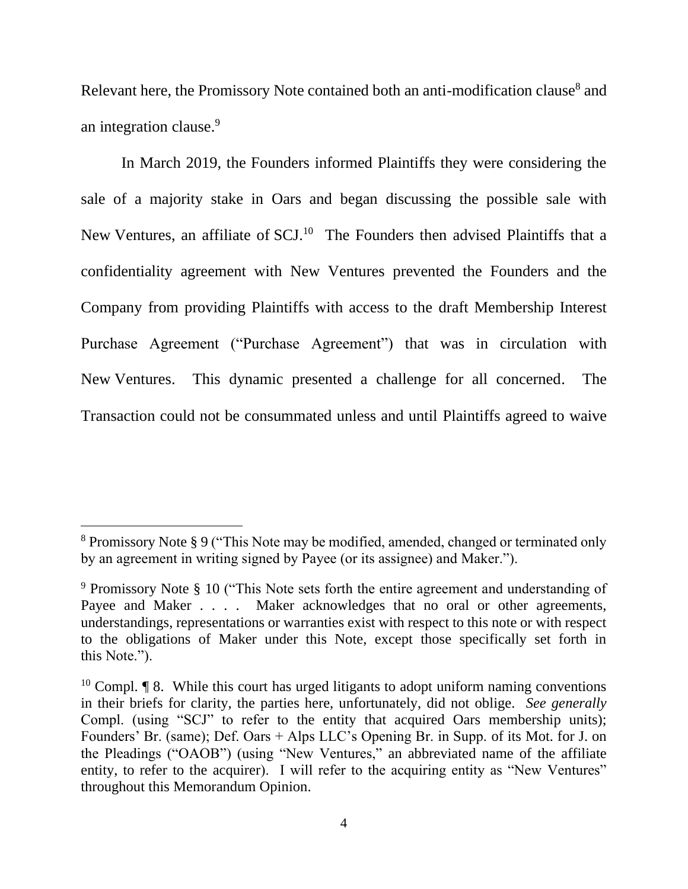Relevant here, the Promissory Note contained both an anti-modification clause[8] and an integration clause.[9]

In March 2019, the Founders informed Plaintiffs they were considering the sale of a majority stake in Oars and began discussing the possible sale with New Ventures, an affiliate of SCJ.[10] The Founders then advised Plaintiffs that a confidentiality agreement with New Ventures prevented the Founders and the Company from providing Plaintiffs with access to the draft Membership Interest Purchase Agreement ("Purchase Agreement") that was in circulation with New Ventures. This dynamic presented a challenge for all concerned. The Transaction could not be consummated unless and until Plaintiffs agreed to waive

---

[8] Promissory Note § 9 ("This Note may be modified, amended, changed or terminated only by an agreement in writing signed by Payee (or its assignee) and Maker.").

[9] Promissory Note § 10 ("This Note sets forth the entire agreement and understanding of Payee and Maker . . . . Maker acknowledges that no oral or other agreements, understandings, representations or warranties exist with respect to this note or with respect to the obligations of Maker under this Note, except those specifically set forth in this Note.").

[10] Compl. ¶ 8. While this court has urged litigants to adopt uniform naming conventions in their briefs for clarity, the parties here, unfortunately, did not oblige. *See generally* Compl. (using "SCJ" to refer to the entity that acquired Oars membership units); Founders' Br. (same); Def. Oars + Alps LLC's Opening Br. in Supp. of its Mot. for J. on the Pleadings ("OAOB") (using "New Ventures," an abbreviated name of the affiliate entity, to refer to the acquirer). I will refer to the acquiring entity as "New Ventures" throughout this Memorandum Opinion.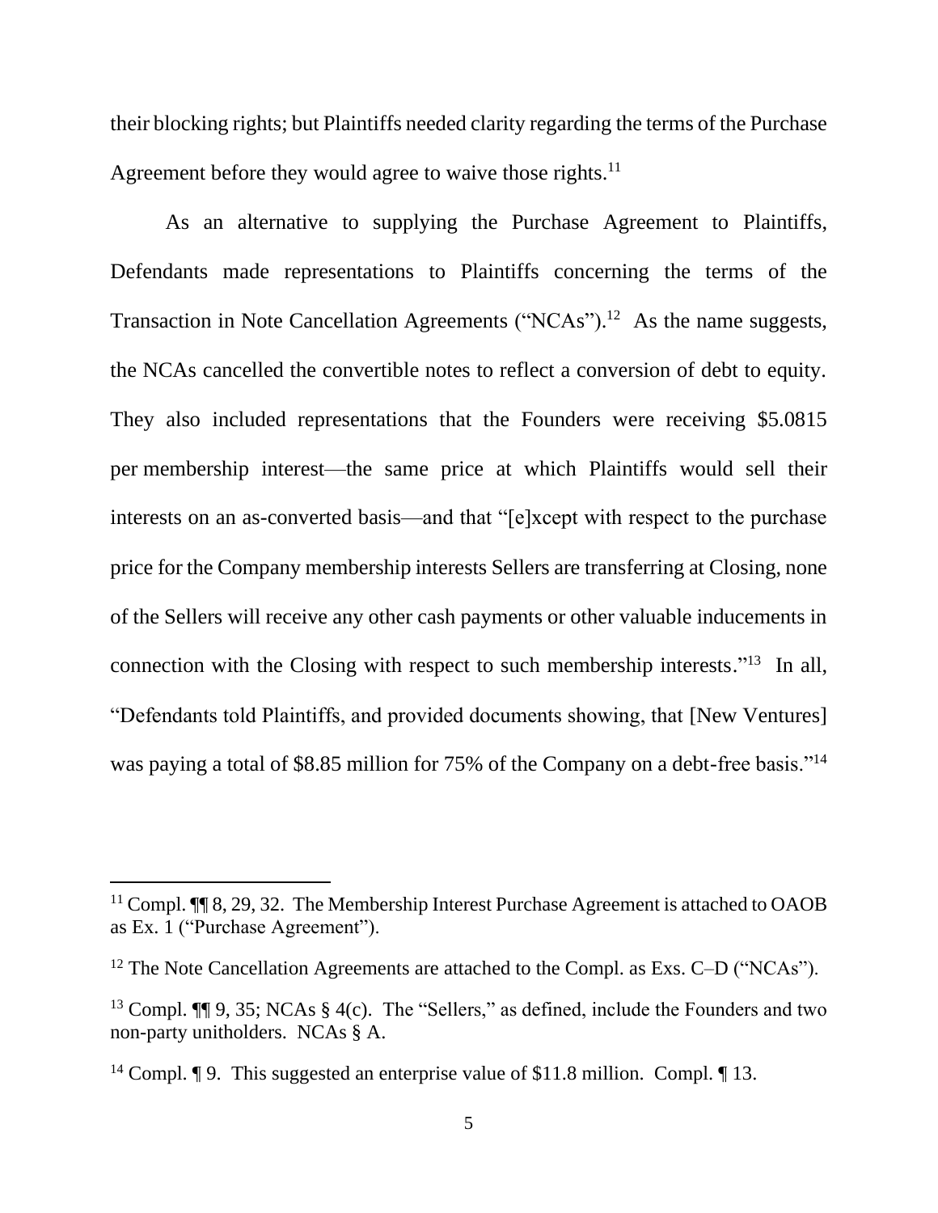their blocking rights; but Plaintiffs needed clarity regarding the terms of the Purchase Agreement before they would agree to waive those rights.[11]

As an alternative to supplying the Purchase Agreement to Plaintiffs, Defendants made representations to Plaintiffs concerning the terms of the Transaction in Note Cancellation Agreements ("NCAs").[12] As the name suggests, the NCAs cancelled the convertible notes to reflect a conversion of debt to equity. They also included representations that the Founders were receiving $5.0815 per membership interest—the same price at which Plaintiffs would sell their interests on an as-converted basis—and that "[e]xcept with respect to the purchase price for the Company membership interests Sellers are transferring at Closing, none of the Sellers will receive any other cash payments or other valuable inducements in connection with the Closing with respect to such membership interests."[13] In all, "Defendants told Plaintiffs, and provided documents showing, that [New Ventures] was paying a total of $8.85 million for 75% of the Company on a debt-free basis."[14]

---

[11] Compl. ¶¶ 8, 29, 32. The Membership Interest Purchase Agreement is attached to OAOB as Ex. 1 ("Purchase Agreement").

[12] The Note Cancellation Agreements are attached to the Compl. as Exs. C–D ("NCAs").

[13] Compl. ¶¶ 9, 35; NCAs § 4(c). The "Sellers," as defined, include the Founders and two non-party unitholders. NCAs § A.

[14] Compl. ¶ 9. This suggested an enterprise value of $11.8 million. Compl. ¶ 13.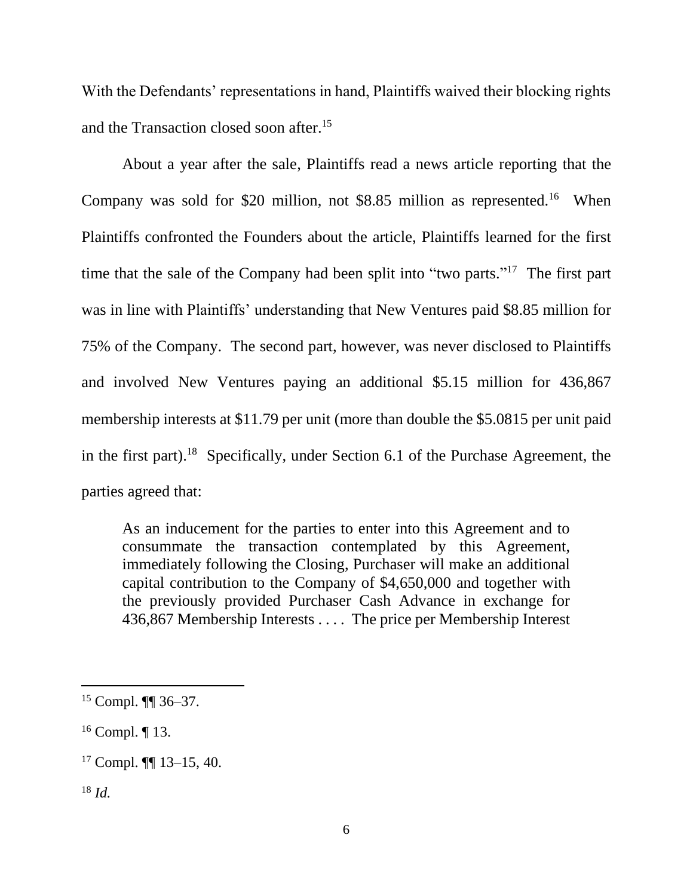With the Defendants' representations in hand, Plaintiffs waived their blocking rights and the Transaction closed soon after.[15]

About a year after the sale, Plaintiffs read a news article reporting that the Company was sold for $20 million, not $8.85 million as represented.[16] When Plaintiffs confronted the Founders about the article, Plaintiffs learned for the first time that the sale of the Company had been split into "two parts."[17] The first part was in line with Plaintiffs' understanding that New Ventures paid $8.85 million for 75% of the Company. The second part, however, was never disclosed to Plaintiffs and involved New Ventures paying an additional $5.15 million for 436,867 membership interests at $11.79 per unit (more than double the $5.0815 per unit paid in the first part).[18] Specifically, under Section 6.1 of the Purchase Agreement, the parties agreed that:

> As an inducement for the parties to enter into this Agreement and to consummate the transaction contemplated by this Agreement, immediately following the Closing, Purchaser will make an additional capital contribution to the Company of $4,650,000 and together with the previously provided Purchaser Cash Advance in exchange for 436,867 Membership Interests . . . . The price per Membership Interest

---

[15] Compl. ¶¶ 36–37.

[16] Compl. ¶ 13.

[17] Compl. ¶¶ 13–15, 40.

[18] *Id.*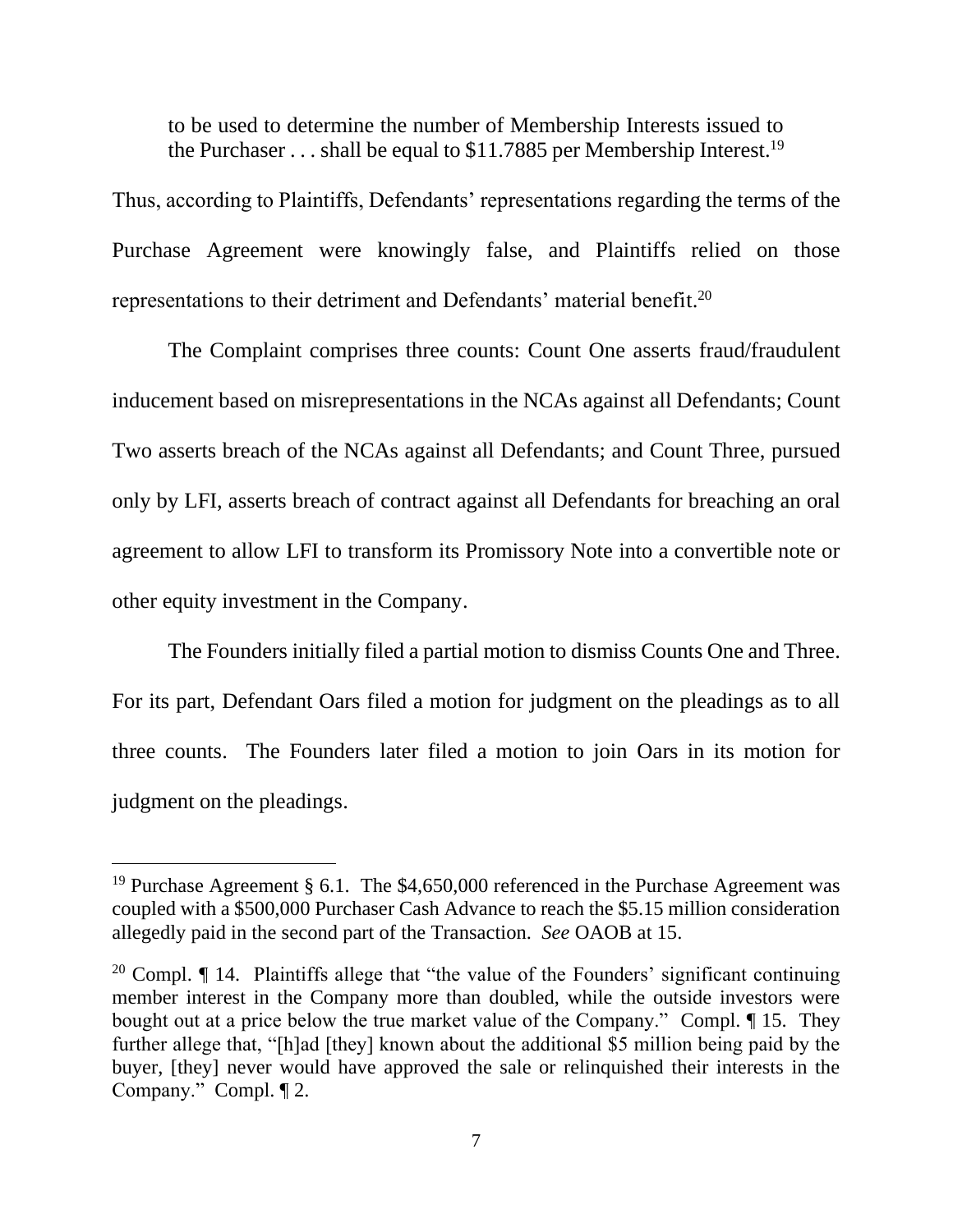> to be used to determine the number of Membership Interests issued to the Purchaser . . . shall be equal to $11.7885 per Membership Interest.[19]

Thus, according to Plaintiffs, Defendants' representations regarding the terms of the Purchase Agreement were knowingly false, and Plaintiffs relied on those representations to their detriment and Defendants' material benefit.[20]

The Complaint comprises three counts: Count One asserts fraud/fraudulent inducement based on misrepresentations in the NCAs against all Defendants; Count Two asserts breach of the NCAs against all Defendants; and Count Three, pursued only by LFI, asserts breach of contract against all Defendants for breaching an oral agreement to allow LFI to transform its Promissory Note into a convertible note or other equity investment in the Company.

The Founders initially filed a partial motion to dismiss Counts One and Three. For its part, Defendant Oars filed a motion for judgment on the pleadings as to all three counts. The Founders later filed a motion to join Oars in its motion for judgment on the pleadings.

---

[19] Purchase Agreement § 6.1. The $4,650,000 referenced in the Purchase Agreement was coupled with a $500,000 Purchaser Cash Advance to reach the $5.15 million consideration allegedly paid in the second part of the Transaction. *See* OAOB at 15.

[20] Compl. ¶ 14. Plaintiffs allege that "the value of the Founders' significant continuing member interest in the Company more than doubled, while the outside investors were bought out at a price below the true market value of the Company." Compl. ¶ 15. They further allege that, "[h]ad [they] known about the additional $5 million being paid by the buyer, [they] never would have approved the sale or relinquished their interests in the Company." Compl. ¶ 2.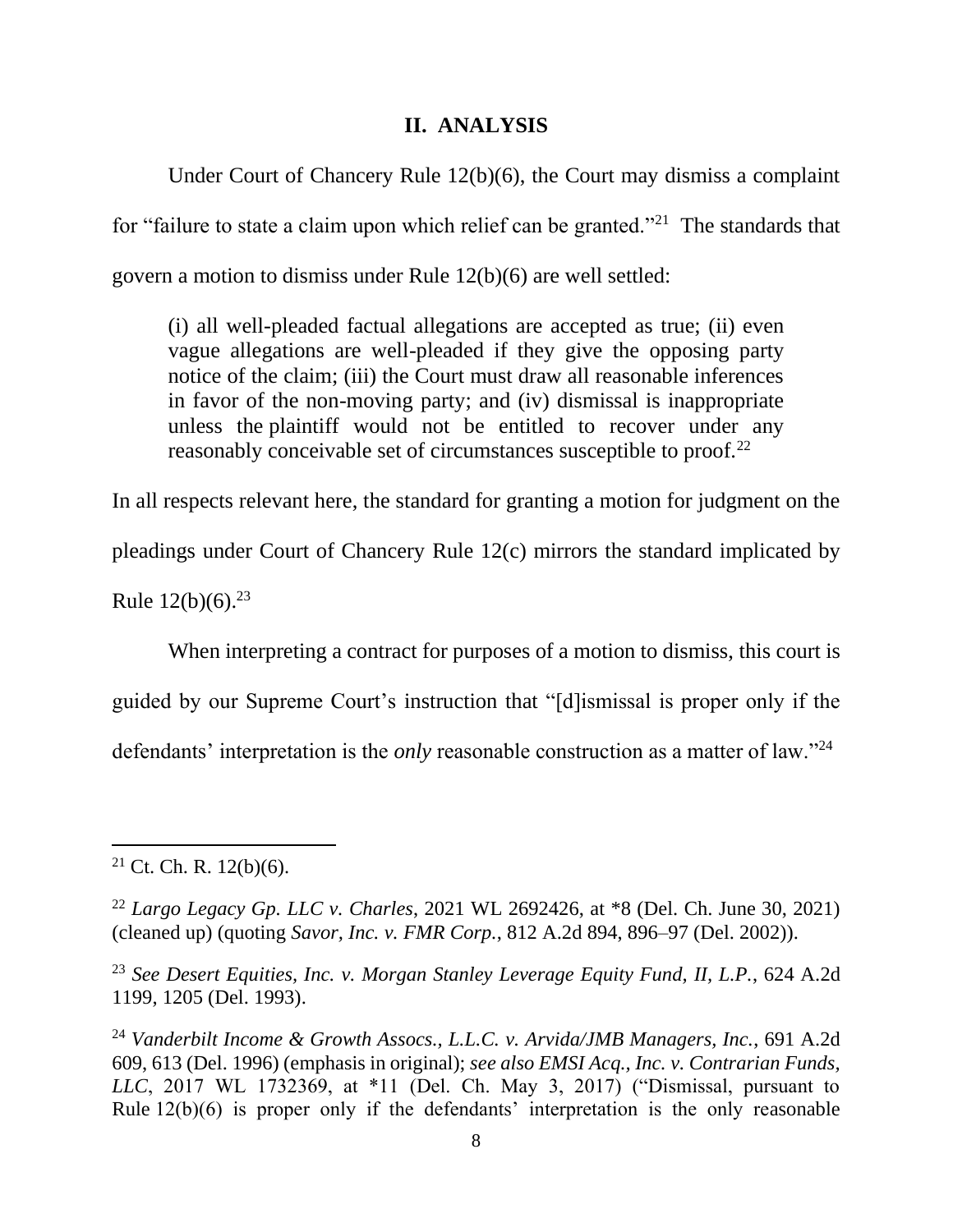## II. ANALYSIS

Under Court of Chancery Rule 12(b)(6), the Court may dismiss a complaint for "failure to state a claim upon which relief can be granted."[21] The standards that govern a motion to dismiss under Rule 12(b)(6) are well settled:

> (i) all well-pleaded factual allegations are accepted as true; (ii) even vague allegations are well-pleaded if they give the opposing party notice of the claim; (iii) the Court must draw all reasonable inferences in favor of the non-moving party; and (iv) dismissal is inappropriate unless the plaintiff would not be entitled to recover under any reasonably conceivable set of circumstances susceptible to proof.[22]

In all respects relevant here, the standard for granting a motion for judgment on the pleadings under Court of Chancery Rule 12(c) mirrors the standard implicated by Rule 12(b)(6).[23]

When interpreting a contract for purposes of a motion to dismiss, this court is guided by our Supreme Court's instruction that "[d]ismissal is proper only if the defendants' interpretation is the *only* reasonable construction as a matter of law."[24]

---

[21] Ct. Ch. R. 12(b)(6).

[22] *Largo Legacy Gp. LLC v. Charles*, 2021 WL 2692426, at *8 (Del. Ch. June 30, 2021) (cleaned up) (quoting *Savor, Inc. v. FMR Corp.*, 812 A.2d 894, 896–97 (Del. 2002)).

[23] *See Desert Equities, Inc. v. Morgan Stanley Leverage Equity Fund, II, L.P.*, 624 A.2d 1199, 1205 (Del. 1993).

[24] *Vanderbilt Income & Growth Assocs., L.L.C. v. Arvida/JMB Managers, Inc.*, 691 A.2d 609, 613 (Del. 1996) (emphasis in original); *see also EMSI Acq., Inc. v. Contrarian Funds, LLC*, 2017 WL 1732369, at *11 (Del. Ch. May 3, 2017) ("Dismissal, pursuant to Rule 12(b)(6) is proper only if the defendants' interpretation is the only reasonable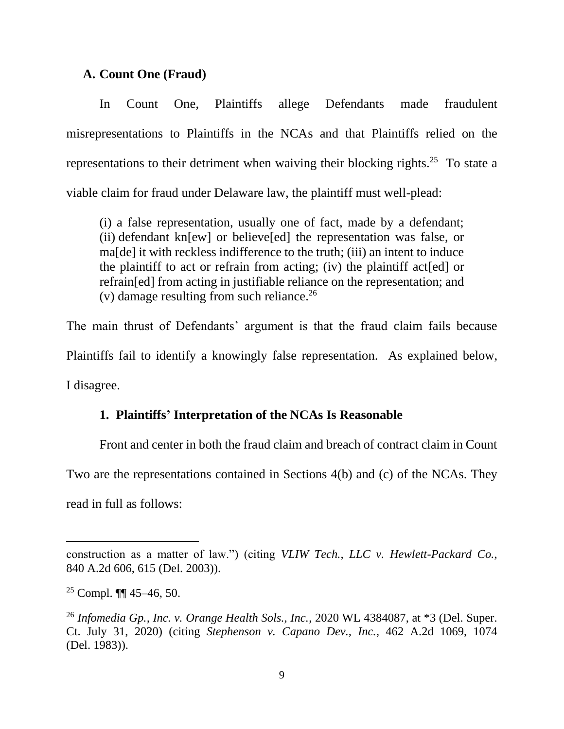### A. Count One (Fraud)

In Count One, Plaintiffs allege Defendants made fraudulent misrepresentations to Plaintiffs in the NCAs and that Plaintiffs relied on the representations to their detriment when waiving their blocking rights.[25] To state a viable claim for fraud under Delaware law, the plaintiff must well-plead:

> (i) a false representation, usually one of fact, made by a defendant; (ii) defendant kn[ew] or believe[ed] the representation was false, or ma[de] it with reckless indifference to the truth; (iii) an intent to induce the plaintiff to act or refrain from acting; (iv) the plaintiff act[ed] or refrain[ed] from acting in justifiable reliance on the representation; and (v) damage resulting from such reliance.[26]

The main thrust of Defendants' argument is that the fraud claim fails because Plaintiffs fail to identify a knowingly false representation. As explained below, I disagree.

#### 1. Plaintiffs' Interpretation of the NCAs Is Reasonable

Front and center in both the fraud claim and breach of contract claim in Count Two are the representations contained in Sections 4(b) and (c) of the NCAs. They read in full as follows:

---

construction as a matter of law.") (citing *VLIW Tech., LLC v. Hewlett-Packard Co.*, 840 A.2d 606, 615 (Del. 2003)).

[25] Compl. ¶¶ 45–46, 50.

[26] *Infomedia Gp., Inc. v. Orange Health Sols., Inc.*, 2020 WL 4384087, at *3 (Del. Super. Ct. July 31, 2020) (citing *Stephenson v. Capano Dev., Inc.*, 462 A.2d 1069, 1074 (Del. 1983)).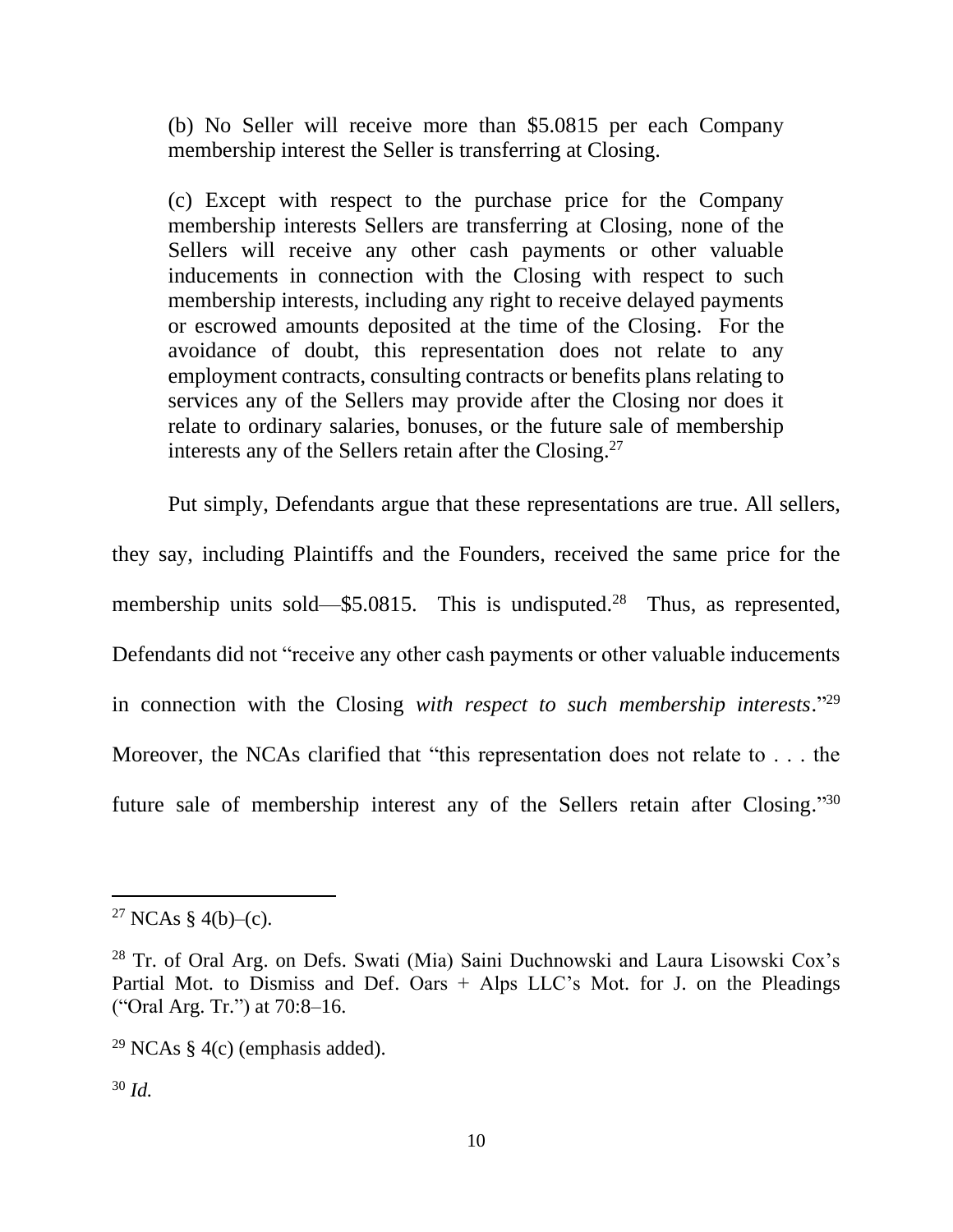> (b) No Seller will receive more than $5.0815 per each Company membership interest the Seller is transferring at Closing.
>
> (c) Except with respect to the purchase price for the Company membership interests Sellers are transferring at Closing, none of the Sellers will receive any other cash payments or other valuable inducements in connection with the Closing with respect to such membership interests, including any right to receive delayed payments or escrowed amounts deposited at the time of the Closing. For the avoidance of doubt, this representation does not relate to any employment contracts, consulting contracts or benefits plans relating to services any of the Sellers may provide after the Closing nor does it relate to ordinary salaries, bonuses, or the future sale of membership interests any of the Sellers retain after the Closing.[27]

Put simply, Defendants argue that these representations are true. All sellers, they say, including Plaintiffs and the Founders, received the same price for the membership units sold—$5.0815. This is undisputed.[28] Thus, as represented, Defendants did not "receive any other cash payments or other valuable inducements in connection with the Closing *with respect to such membership interests*."[29] Moreover, the NCAs clarified that "this representation does not relate to . . . the future sale of membership interest any of the Sellers retain after Closing."[30]

---

[27] NCAs § 4(b)–(c).

[28] Tr. of Oral Arg. on Defs. Swati (Mia) Saini Duchnowski and Laura Lisowski Cox's Partial Mot. to Dismiss and Def. Oars + Alps LLC's Mot. for J. on the Pleadings ("Oral Arg. Tr.") at 70:8–16.

[29] NCAs § 4(c) (emphasis added).

[30] *Id.*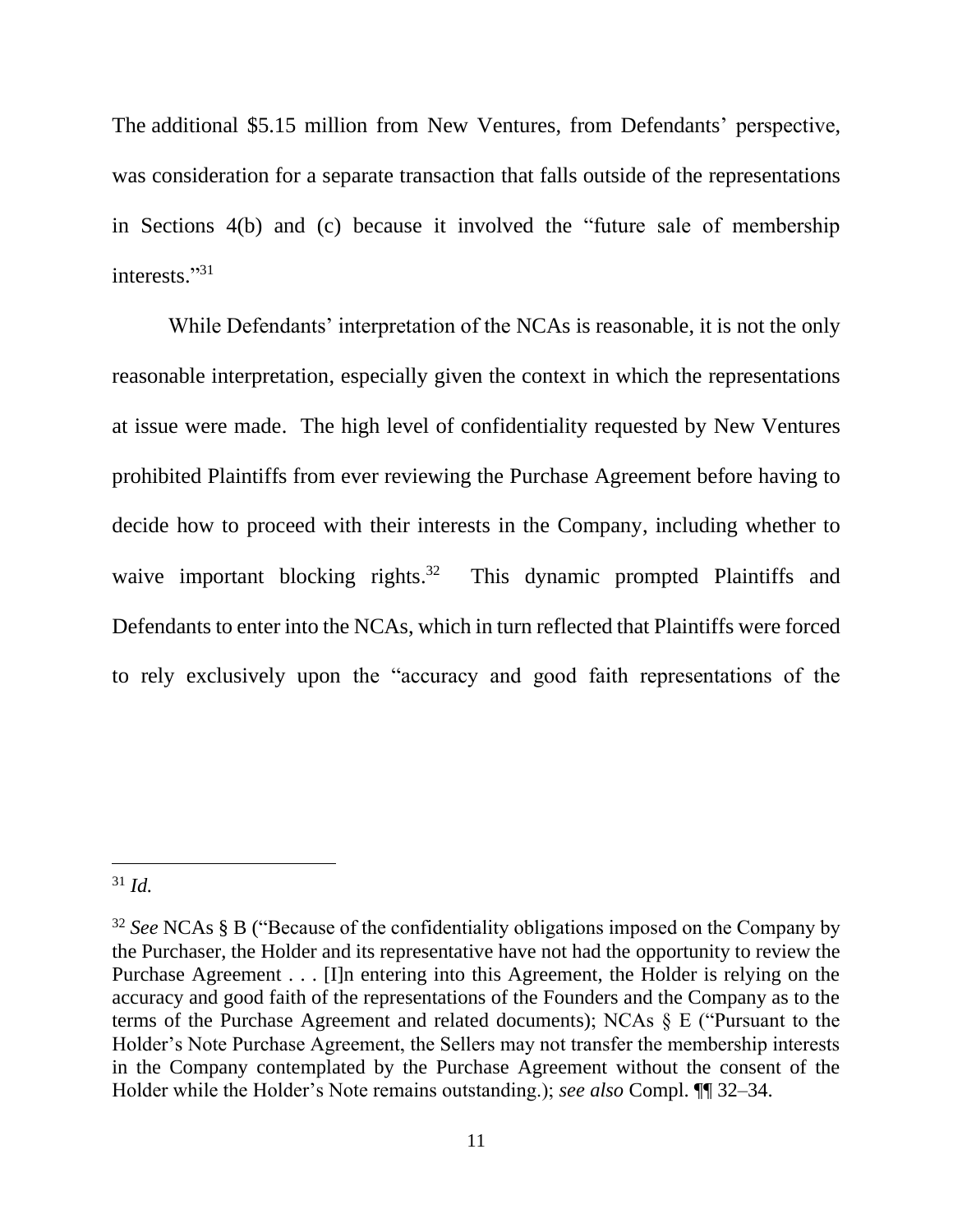The additional $5.15 million from New Ventures, from Defendants' perspective, was consideration for a separate transaction that falls outside of the representations in Sections 4(b) and (c) because it involved the "future sale of membership interests."[31]

While Defendants' interpretation of the NCAs is reasonable, it is not the only reasonable interpretation, especially given the context in which the representations at issue were made. The high level of confidentiality requested by New Ventures prohibited Plaintiffs from ever reviewing the Purchase Agreement before having to decide how to proceed with their interests in the Company, including whether to waive important blocking rights.[32] This dynamic prompted Plaintiffs and Defendants to enter into the NCAs, which in turn reflected that Plaintiffs were forced to rely exclusively upon the "accuracy and good faith representations of the

---

[31] *Id.*

[32] *See* NCAs § B ("Because of the confidentiality obligations imposed on the Company by the Purchaser, the Holder and its representative have not had the opportunity to review the Purchase Agreement . . . [I]n entering into this Agreement, the Holder is relying on the accuracy and good faith of the representations of the Founders and the Company as to the terms of the Purchase Agreement and related documents); NCAs § E ("Pursuant to the Holder's Note Purchase Agreement, the Sellers may not transfer the membership interests in the Company contemplated by the Purchase Agreement without the consent of the Holder while the Holder's Note remains outstanding.); *see also* Compl. ¶¶ 32–34.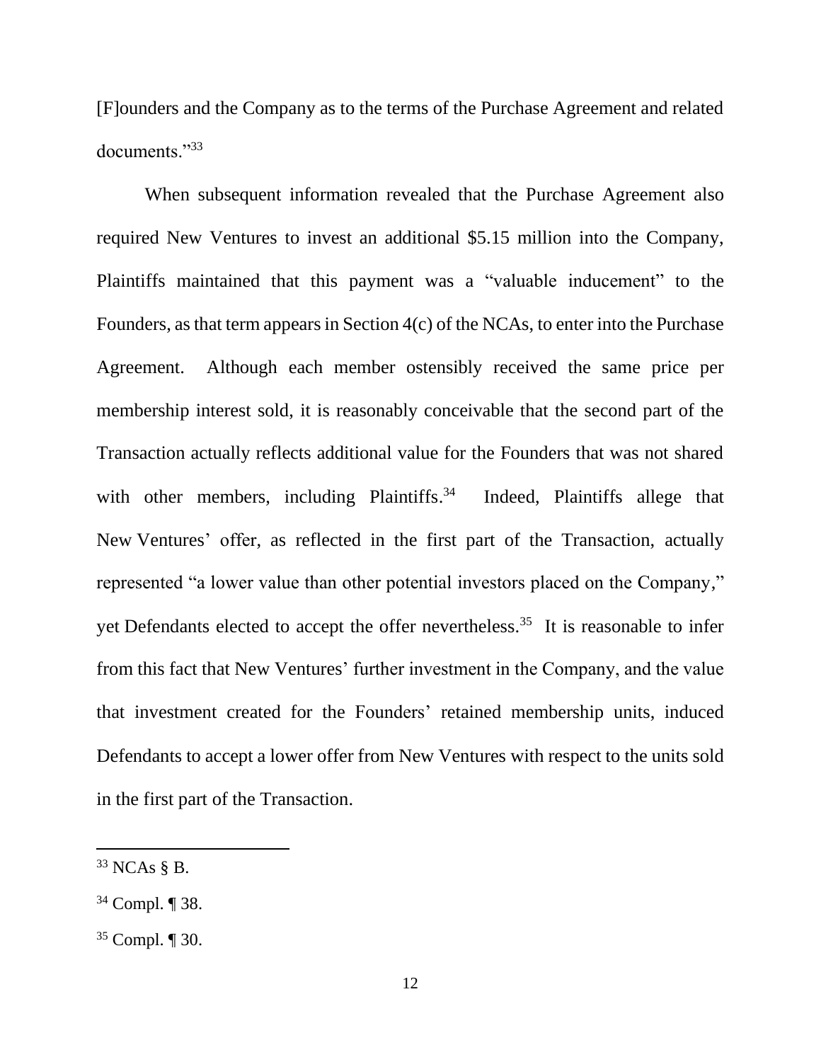[F]ounders and the Company as to the terms of the Purchase Agreement and related documents."[33]

When subsequent information revealed that the Purchase Agreement also required New Ventures to invest an additional $5.15 million into the Company, Plaintiffs maintained that this payment was a "valuable inducement" to the Founders, as that term appears in Section 4(c) of the NCAs, to enter into the Purchase Agreement. Although each member ostensibly received the same price per membership interest sold, it is reasonably conceivable that the second part of the Transaction actually reflects additional value for the Founders that was not shared with other members, including Plaintiffs.[34] Indeed, Plaintiffs allege that New Ventures' offer, as reflected in the first part of the Transaction, actually represented "a lower value than other potential investors placed on the Company," yet Defendants elected to accept the offer nevertheless.[35] It is reasonable to infer from this fact that New Ventures' further investment in the Company, and the value that investment created for the Founders' retained membership units, induced Defendants to accept a lower offer from New Ventures with respect to the units sold in the first part of the Transaction.

---

[33] NCAs § B.

[34] Compl. ¶ 38.

[35] Compl. ¶ 30.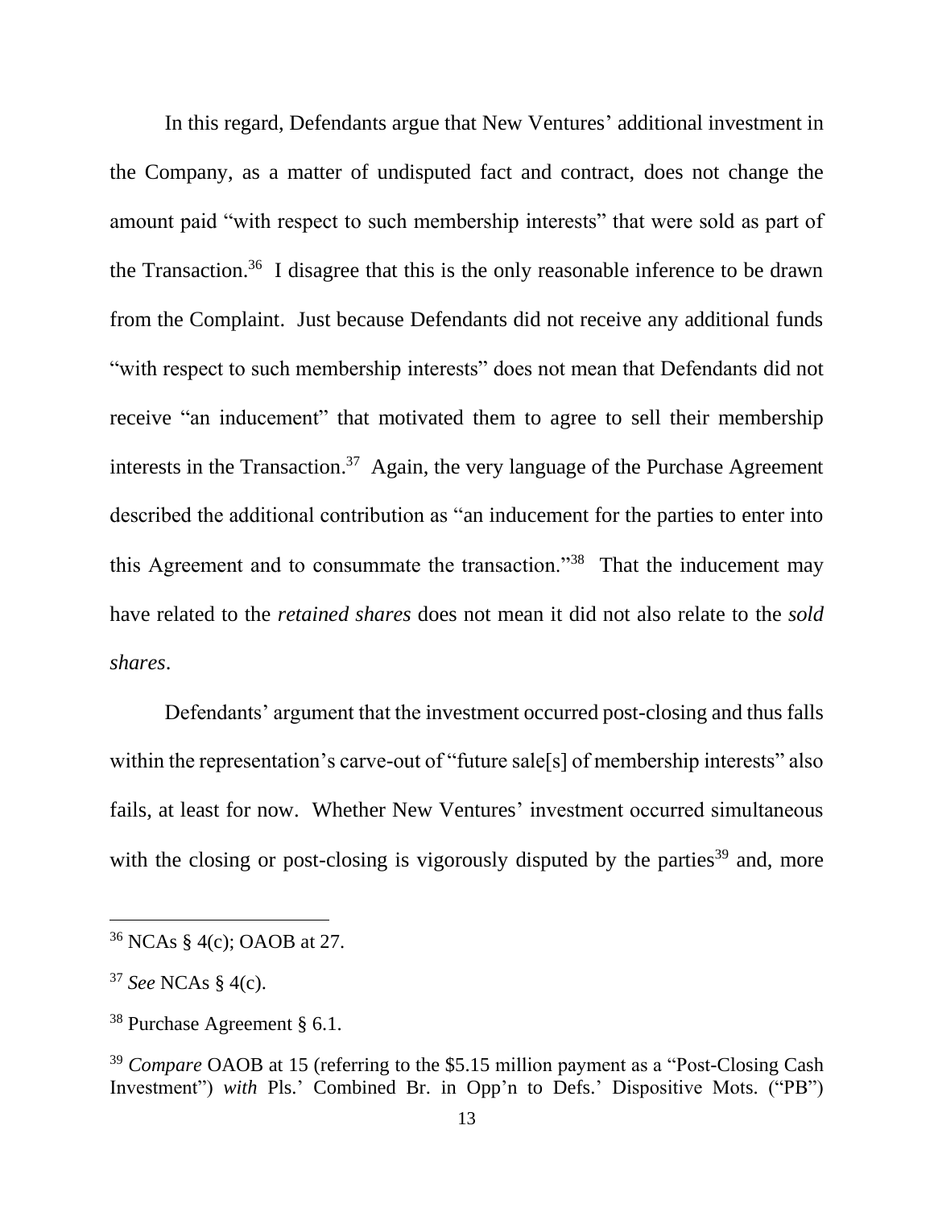In this regard, Defendants argue that New Ventures' additional investment in the Company, as a matter of undisputed fact and contract, does not change the amount paid "with respect to such membership interests" that were sold as part of the Transaction.[36] I disagree that this is the only reasonable inference to be drawn from the Complaint. Just because Defendants did not receive any additional funds "with respect to such membership interests" does not mean that Defendants did not receive "an inducement" that motivated them to agree to sell their membership interests in the Transaction.[37] Again, the very language of the Purchase Agreement described the additional contribution as "an inducement for the parties to enter into this Agreement and to consummate the transaction."[38] That the inducement may have related to the *retained shares* does not mean it did not also relate to the *sold shares*.

Defendants' argument that the investment occurred post-closing and thus falls within the representation's carve-out of "future sale[s] of membership interests" also fails, at least for now. Whether New Ventures' investment occurred simultaneous with the closing or post-closing is vigorously disputed by the parties[39] and, more

---

[36] NCAs § 4(c); OAOB at 27.

[37] *See* NCAs § 4(c).

[38] Purchase Agreement § 6.1.

[39] *Compare* OAOB at 15 (referring to the $5.15 million payment as a "Post-Closing Cash Investment") *with* Pls.' Combined Br. in Opp'n to Defs.' Dispositive Mots. ("PB")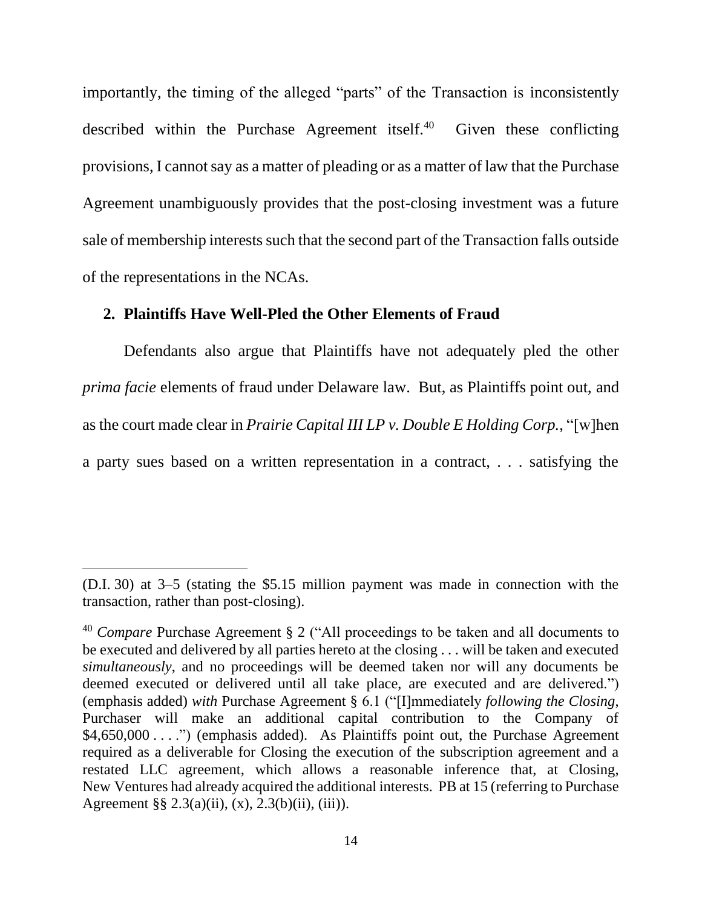importantly, the timing of the alleged "parts" of the Transaction is inconsistently described within the Purchase Agreement itself.[40] Given these conflicting provisions, I cannot say as a matter of pleading or as a matter of law that the Purchase Agreement unambiguously provides that the post-closing investment was a future sale of membership interests such that the second part of the Transaction falls outside of the representations in the NCAs.

### 2. Plaintiffs Have Well-Pled the Other Elements of Fraud

Defendants also argue that Plaintiffs have not adequately pled the other *prima facie* elements of fraud under Delaware law. But, as Plaintiffs point out, and as the court made clear in *Prairie Capital III LP v. Double E Holding Corp.*, "[w]hen a party sues based on a written representation in a contract, . . . satisfying the

---

(D.I. 30) at 3–5 (stating the $5.15 million payment was made in connection with the transaction, rather than post-closing).

[40] *Compare* Purchase Agreement § 2 ("All proceedings to be taken and all documents to be executed and delivered by all parties hereto at the closing . . . will be taken and executed *simultaneously*, and no proceedings will be deemed taken nor will any documents be deemed executed or delivered until all take place, are executed and are delivered.") (emphasis added) *with* Purchase Agreement § 6.1 ("[I]mmediately *following the Closing*, Purchaser will make an additional capital contribution to the Company of $4,650,000 . . . .") (emphasis added). As Plaintiffs point out, the Purchase Agreement required as a deliverable for Closing the execution of the subscription agreement and a restated LLC agreement, which allows a reasonable inference that, at Closing, New Ventures had already acquired the additional interests. PB at 15 (referring to Purchase Agreement §§ 2.3(a)(ii), (x), 2.3(b)(ii), (iii)).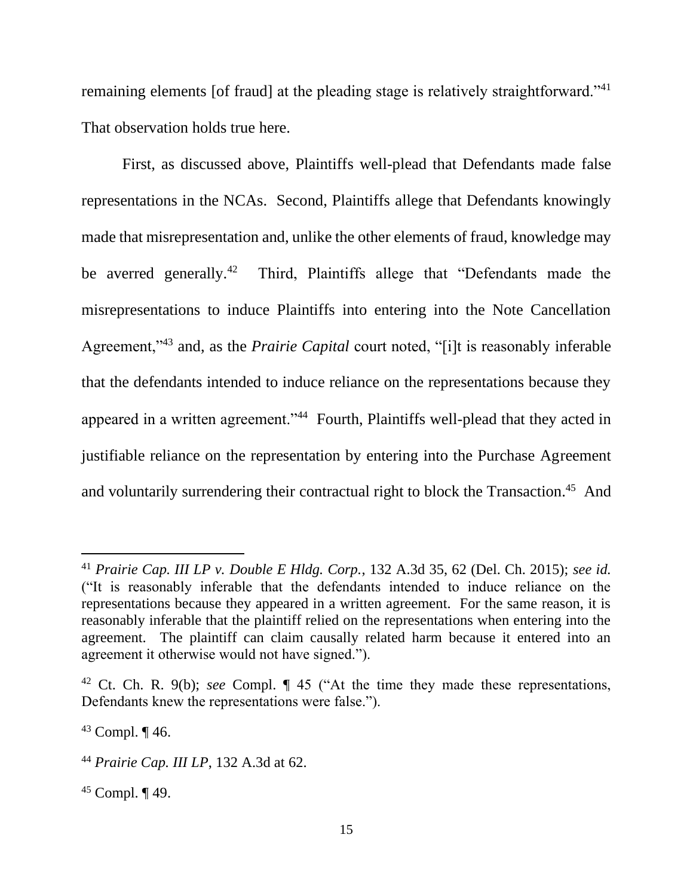remaining elements [of fraud] at the pleading stage is relatively straightforward."[41] That observation holds true here.

First, as discussed above, Plaintiffs well-plead that Defendants made false representations in the NCAs. Second, Plaintiffs allege that Defendants knowingly made that misrepresentation and, unlike the other elements of fraud, knowledge may be averred generally.[42] Third, Plaintiffs allege that "Defendants made the misrepresentations to induce Plaintiffs into entering into the Note Cancellation Agreement,"[43] and, as the *Prairie Capital* court noted, "[i]t is reasonably inferable that the defendants intended to induce reliance on the representations because they appeared in a written agreement."[44] Fourth, Plaintiffs well-plead that they acted in justifiable reliance on the representation by entering into the Purchase Agreement and voluntarily surrendering their contractual right to block the Transaction.[45] And

---

[41] *Prairie Cap. III LP v. Double E Hldg. Corp.*, 132 A.3d 35, 62 (Del. Ch. 2015); *see id.* ("It is reasonably inferable that the defendants intended to induce reliance on the representations because they appeared in a written agreement. For the same reason, it is reasonably inferable that the plaintiff relied on the representations when entering into the agreement. The plaintiff can claim causally related harm because it entered into an agreement it otherwise would not have signed.").

[42] Ct. Ch. R. 9(b); *see* Compl. ¶ 45 ("At the time they made these representations, Defendants knew the representations were false.").

[43] Compl. ¶ 46.

[44] *Prairie Cap. III LP*, 132 A.3d at 62.

[45] Compl. ¶ 49.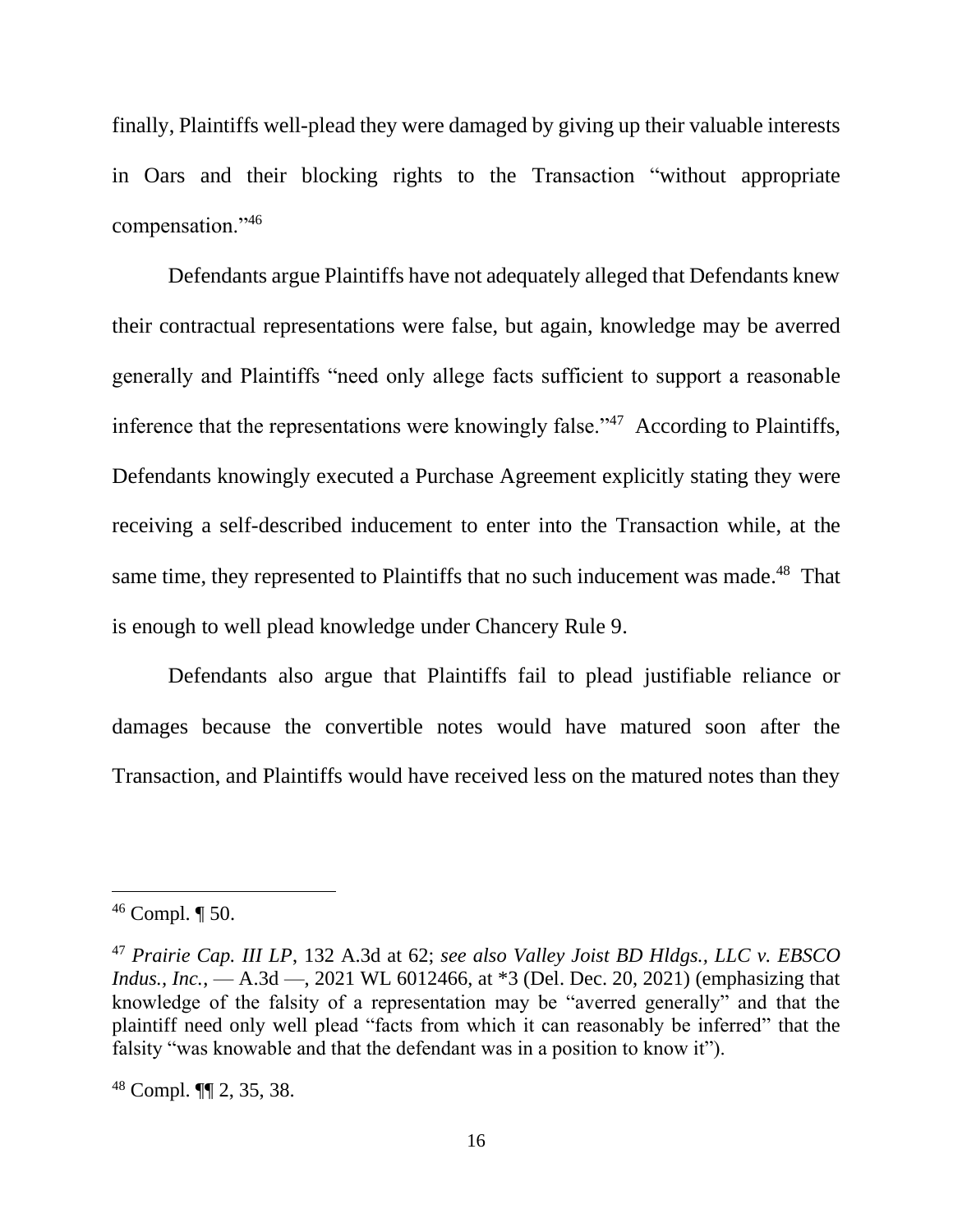finally, Plaintiffs well-plead they were damaged by giving up their valuable interests in Oars and their blocking rights to the Transaction "without appropriate compensation."[46]

Defendants argue Plaintiffs have not adequately alleged that Defendants knew their contractual representations were false, but again, knowledge may be averred generally and Plaintiffs "need only allege facts sufficient to support a reasonable inference that the representations were knowingly false."[47] According to Plaintiffs, Defendants knowingly executed a Purchase Agreement explicitly stating they were receiving a self-described inducement to enter into the Transaction while, at the same time, they represented to Plaintiffs that no such inducement was made.[48] That is enough to well plead knowledge under Chancery Rule 9.

Defendants also argue that Plaintiffs fail to plead justifiable reliance or damages because the convertible notes would have matured soon after the Transaction, and Plaintiffs would have received less on the matured notes than they

---

[46] Compl. ¶ 50.

[47] *Prairie Cap. III LP*, 132 A.3d at 62; *see also Valley Joist BD Hldgs., LLC v. EBSCO Indus., Inc.*, — A.3d —, 2021 WL 6012466, at *3 (Del. Dec. 20, 2021) (emphasizing that knowledge of the falsity of a representation may be "averred generally" and that the plaintiff need only well plead "facts from which it can reasonably be inferred" that the falsity "was knowable and that the defendant was in a position to know it").

[48] Compl. ¶¶ 2, 35, 38.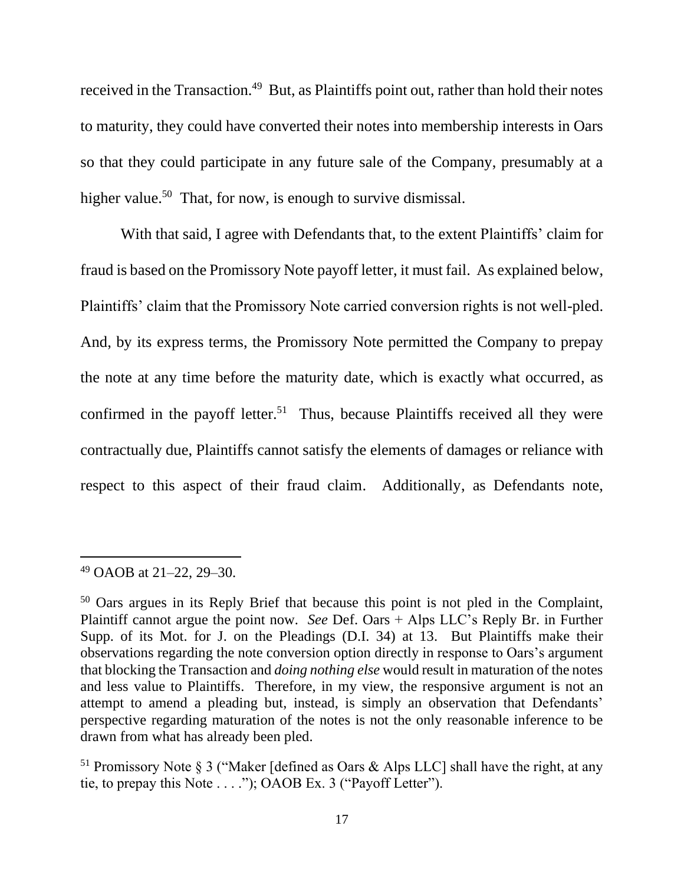received in the Transaction.[49] But, as Plaintiffs point out, rather than hold their notes to maturity, they could have converted their notes into membership interests in Oars so that they could participate in any future sale of the Company, presumably at a higher value.[50] That, for now, is enough to survive dismissal.

With that said, I agree with Defendants that, to the extent Plaintiffs' claim for fraud is based on the Promissory Note payoff letter, it must fail. As explained below, Plaintiffs' claim that the Promissory Note carried conversion rights is not well-pled. And, by its express terms, the Promissory Note permitted the Company to prepay the note at any time before the maturity date, which is exactly what occurred, as confirmed in the payoff letter.[51] Thus, because Plaintiffs received all they were contractually due, Plaintiffs cannot satisfy the elements of damages or reliance with respect to this aspect of their fraud claim. Additionally, as Defendants note,

---

[49] OAOB at 21–22, 29–30.

[50] Oars argues in its Reply Brief that because this point is not pled in the Complaint, Plaintiff cannot argue the point now. *See* Def. Oars + Alps LLC's Reply Br. in Further Supp. of its Mot. for J. on the Pleadings (D.I. 34) at 13. But Plaintiffs make their observations regarding the note conversion option directly in response to Oars's argument that blocking the Transaction and *doing nothing else* would result in maturation of the notes and less value to Plaintiffs. Therefore, in my view, the responsive argument is not an attempt to amend a pleading but, instead, is simply an observation that Defendants' perspective regarding maturation of the notes is not the only reasonable inference to be drawn from what has already been pled.

[51] Promissory Note § 3 ("Maker [defined as Oars & Alps LLC] shall have the right, at any tie, to prepay this Note . . . ."); OAOB Ex. 3 ("Payoff Letter").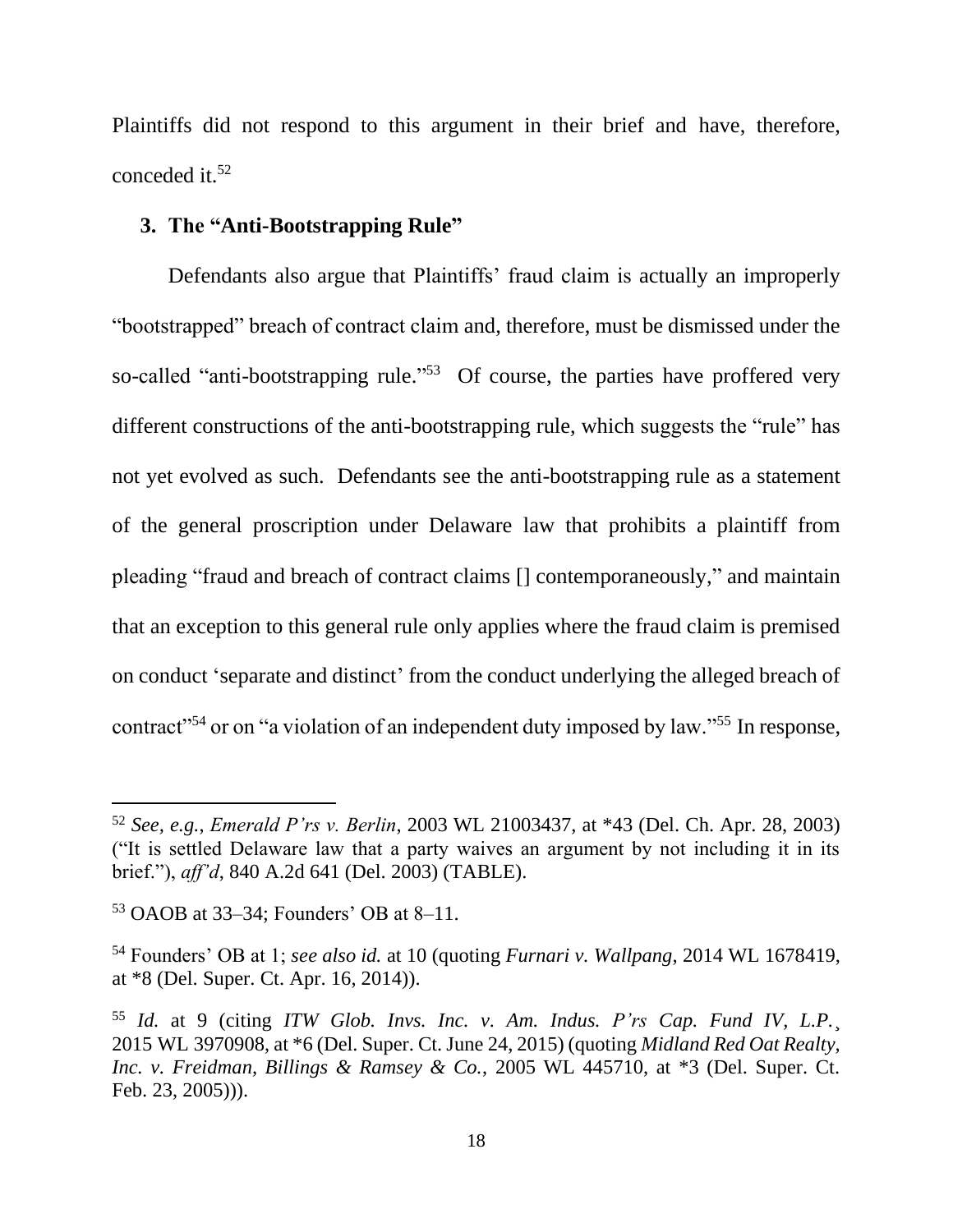Plaintiffs did not respond to this argument in their brief and have, therefore, conceded it.[52]

### 3. The "Anti-Bootstrapping Rule"

Defendants also argue that Plaintiffs' fraud claim is actually an improperly "bootstrapped" breach of contract claim and, therefore, must be dismissed under the so-called "anti-bootstrapping rule."[53] Of course, the parties have proffered very different constructions of the anti-bootstrapping rule, which suggests the "rule" has not yet evolved as such. Defendants see the anti-bootstrapping rule as a statement of the general proscription under Delaware law that prohibits a plaintiff from pleading "fraud and breach of contract claims [] contemporaneously," and maintain that an exception to this general rule only applies where the fraud claim is premised on conduct 'separate and distinct' from the conduct underlying the alleged breach of contract"[54] or on "a violation of an independent duty imposed by law."[55] In response,

---

[52] *See, e.g.*, *Emerald P'rs v. Berlin*, 2003 WL 21003437, at *43 (Del. Ch. Apr. 28, 2003) ("It is settled Delaware law that a party waives an argument by not including it in its brief."), *aff'd*, 840 A.2d 641 (Del. 2003) (TABLE).

[53] OAOB at 33–34; Founders' OB at 8–11.

[54] Founders' OB at 1; *see also id.* at 10 (quoting *Furnari v. Wallpang*, 2014 WL 1678419, at *8 (Del. Super. Ct. Apr. 16, 2014)).

[55] *Id.* at 9 (citing *ITW Glob. Invs. Inc. v. Am. Indus. P'rs Cap. Fund IV, L.P.*¸ 2015 WL 3970908, at *6 (Del. Super. Ct. June 24, 2015) (quoting *Midland Red Oat Realty, Inc. v. Freidman, Billings & Ramsey & Co.*, 2005 WL 445710, at *3 (Del. Super. Ct. Feb. 23, 2005))).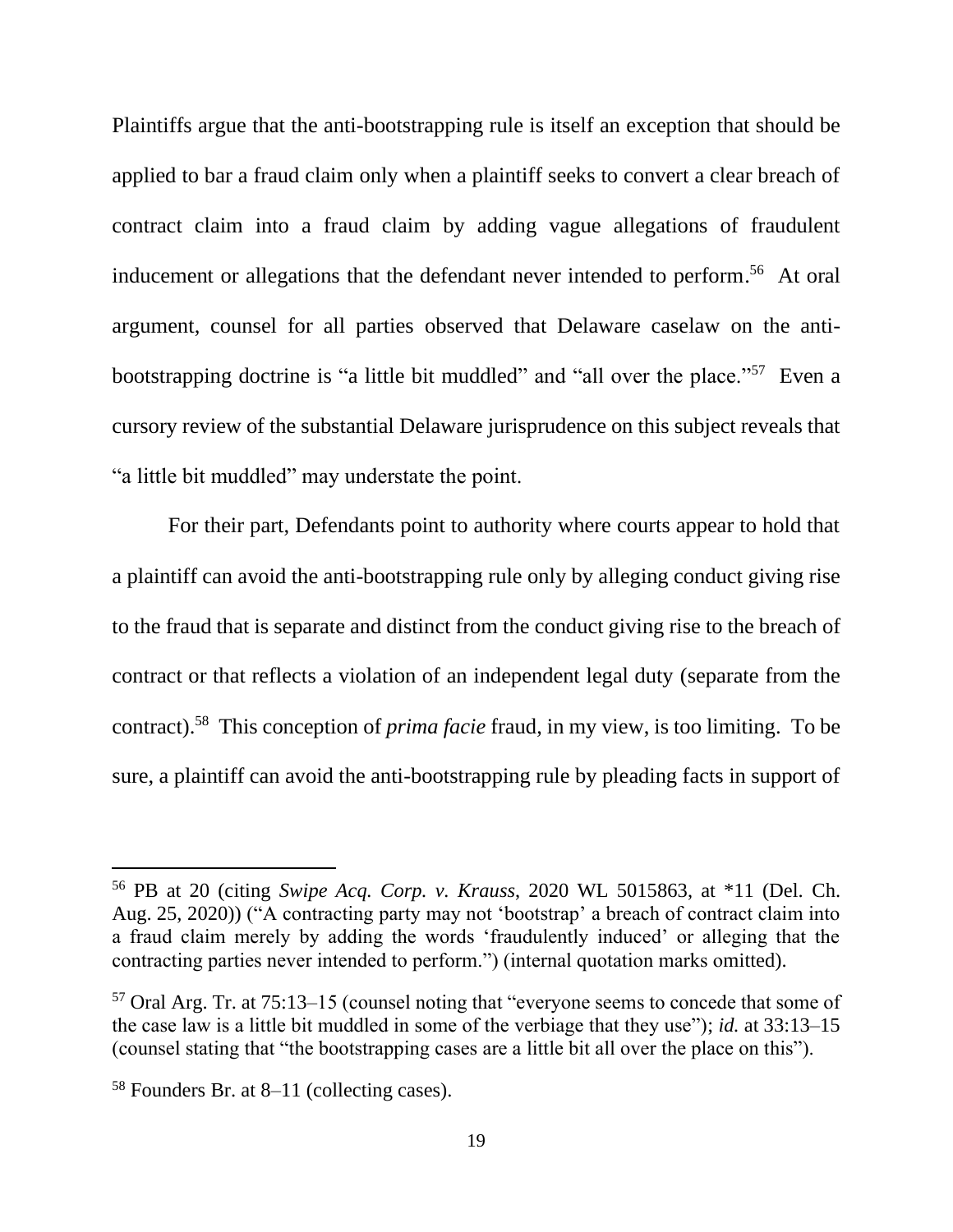Plaintiffs argue that the anti-bootstrapping rule is itself an exception that should be applied to bar a fraud claim only when a plaintiff seeks to convert a clear breach of contract claim into a fraud claim by adding vague allegations of fraudulent inducement or allegations that the defendant never intended to perform.[56] At oral argument, counsel for all parties observed that Delaware caselaw on the anti-bootstrapping doctrine is "a little bit muddled" and "all over the place."[57] Even a cursory review of the substantial Delaware jurisprudence on this subject reveals that "a little bit muddled" may understate the point.

For their part, Defendants point to authority where courts appear to hold that a plaintiff can avoid the anti-bootstrapping rule only by alleging conduct giving rise to the fraud that is separate and distinct from the conduct giving rise to the breach of contract or that reflects a violation of an independent legal duty (separate from the contract).[58] This conception of *prima facie* fraud, in my view, is too limiting. To be sure, a plaintiff can avoid the anti-bootstrapping rule by pleading facts in support of

---

[56] PB at 20 (citing *Swipe Acq. Corp. v. Krauss*, 2020 WL 5015863, at *11 (Del. Ch. Aug. 25, 2020)) ("A contracting party may not 'bootstrap' a breach of contract claim into a fraud claim merely by adding the words 'fraudulently induced' or alleging that the contracting parties never intended to perform.") (internal quotation marks omitted).

[57] Oral Arg. Tr. at 75:13–15 (counsel noting that "everyone seems to concede that some of the case law is a little bit muddled in some of the verbiage that they use"); *id.* at 33:13–15 (counsel stating that "the bootstrapping cases are a little bit all over the place on this").

[58] Founders Br. at 8–11 (collecting cases).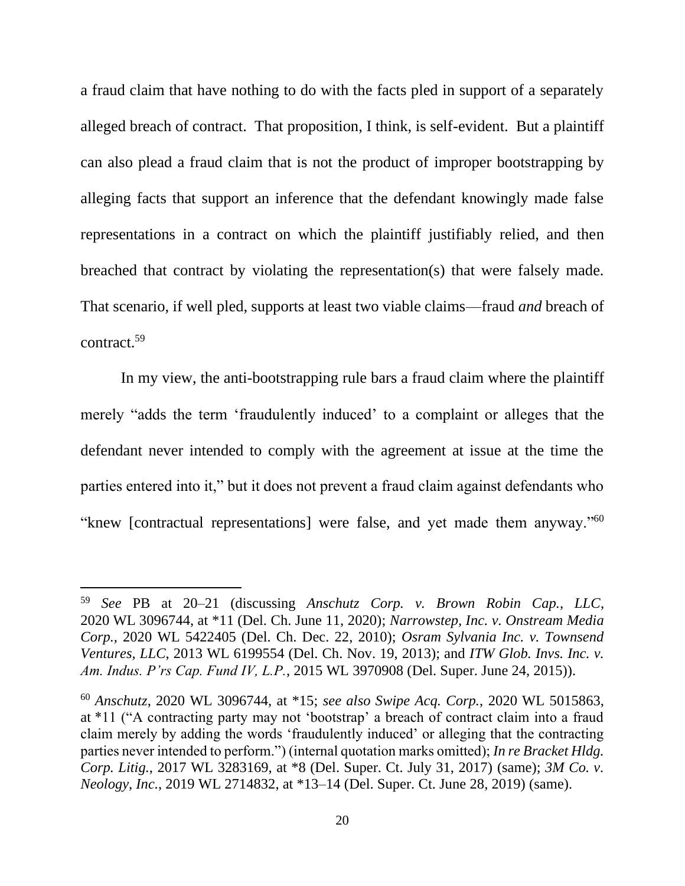a fraud claim that have nothing to do with the facts pled in support of a separately alleged breach of contract. That proposition, I think, is self-evident. But a plaintiff can also plead a fraud claim that is not the product of improper bootstrapping by alleging facts that support an inference that the defendant knowingly made false representations in a contract on which the plaintiff justifiably relied, and then breached that contract by violating the representation(s) that were falsely made. That scenario, if well pled, supports at least two viable claims—fraud *and* breach of contract.[59]

In my view, the anti-bootstrapping rule bars a fraud claim where the plaintiff merely "adds the term 'fraudulently induced' to a complaint or alleges that the defendant never intended to comply with the agreement at issue at the time the parties entered into it," but it does not prevent a fraud claim against defendants who "knew [contractual representations] were false, and yet made them anyway."[60]

---

[59] *See* PB at 20–21 (discussing *Anschutz Corp. v. Brown Robin Cap., LLC*, 2020 WL 3096744, at *11 (Del. Ch. June 11, 2020); *Narrowstep, Inc. v. Onstream Media Corp.*, 2020 WL 5422405 (Del. Ch. Dec. 22, 2010); *Osram Sylvania Inc. v. Townsend Ventures, LLC*, 2013 WL 6199554 (Del. Ch. Nov. 19, 2013); and *ITW Glob. Invs. Inc. v. Am. Indus. P'rs Cap. Fund IV, L.P.*, 2015 WL 3970908 (Del. Super. June 24, 2015)).

[60] *Anschutz*, 2020 WL 3096744, at *15; *see also Swipe Acq. Corp.*, 2020 WL 5015863, at *11 ("A contracting party may not 'bootstrap' a breach of contract claim into a fraud claim merely by adding the words 'fraudulently induced' or alleging that the contracting parties never intended to perform.") (internal quotation marks omitted); *In re Bracket Hldg. Corp. Litig.*, 2017 WL 3283169, at *8 (Del. Super. Ct. July 31, 2017) (same); *3M Co. v. Neology, Inc.*, 2019 WL 2714832, at *13–14 (Del. Super. Ct. June 28, 2019) (same).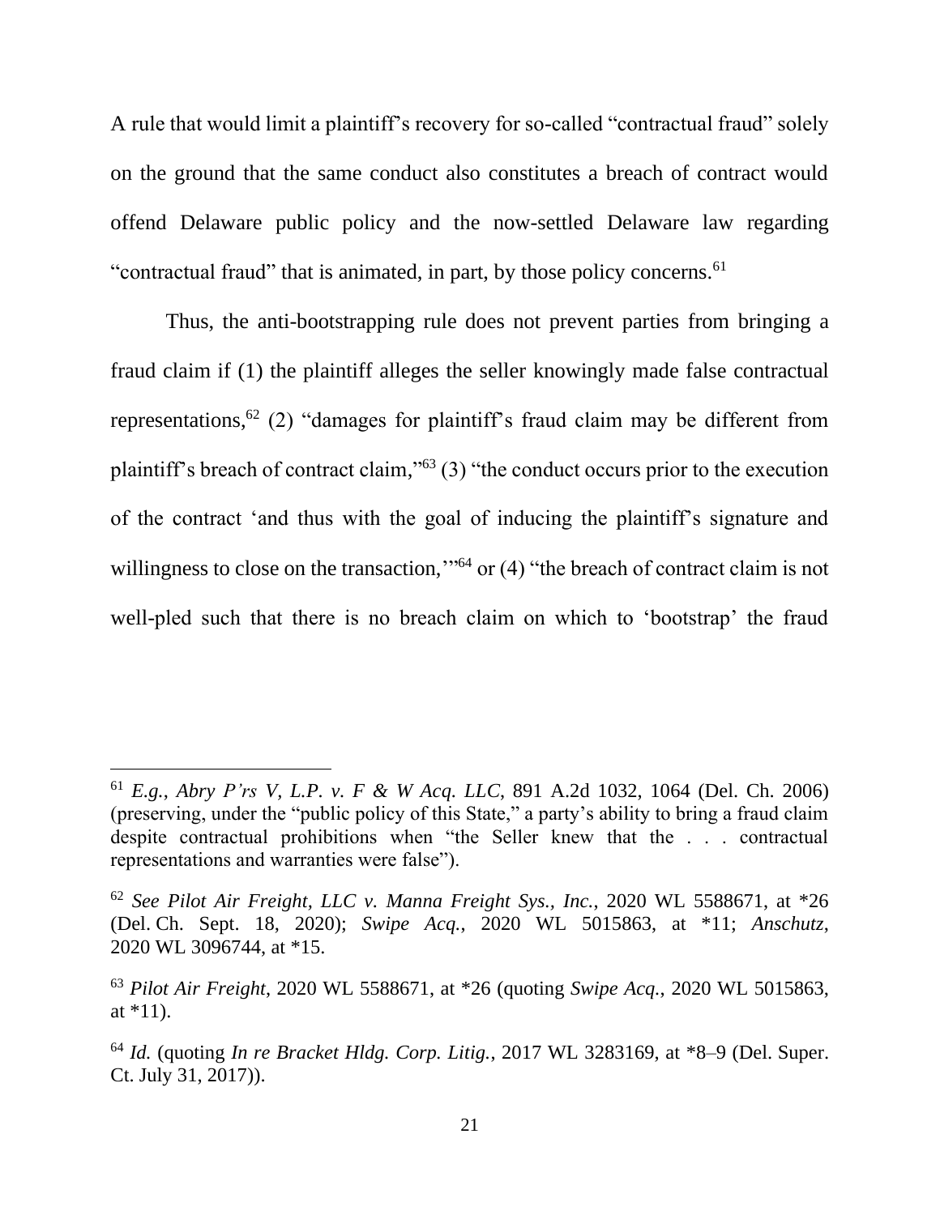A rule that would limit a plaintiff's recovery for so-called "contractual fraud" solely on the ground that the same conduct also constitutes a breach of contract would offend Delaware public policy and the now-settled Delaware law regarding "contractual fraud" that is animated, in part, by those policy concerns.[61]

Thus, the anti-bootstrapping rule does not prevent parties from bringing a fraud claim if (1) the plaintiff alleges the seller knowingly made false contractual representations,[62] (2) "damages for plaintiff's fraud claim may be different from plaintiff's breach of contract claim,"[63] (3) "the conduct occurs prior to the execution of the contract 'and thus with the goal of inducing the plaintiff's signature and willingness to close on the transaction,'"[64] or (4) "the breach of contract claim is not well-pled such that there is no breach claim on which to 'bootstrap' the fraud

---

[61] *E.g.*, *Abry P'rs V, L.P. v. F & W Acq. LLC*, 891 A.2d 1032, 1064 (Del. Ch. 2006) (preserving, under the "public policy of this State," a party's ability to bring a fraud claim despite contractual prohibitions when "the Seller knew that the . . . contractual representations and warranties were false").

[62] *See Pilot Air Freight, LLC v. Manna Freight Sys., Inc.*, 2020 WL 5588671, at *26 (Del. Ch. Sept. 18, 2020); *Swipe Acq.*, 2020 WL 5015863, at *11; *Anschutz*, 2020 WL 3096744, at *15.

[63] *Pilot Air Freight*, 2020 WL 5588671, at *26 (quoting *Swipe Acq.*, 2020 WL 5015863, at *11).

[64] *Id.* (quoting *In re Bracket Hldg. Corp. Litig.*, 2017 WL 3283169, at *8–9 (Del. Super. Ct. July 31, 2017)).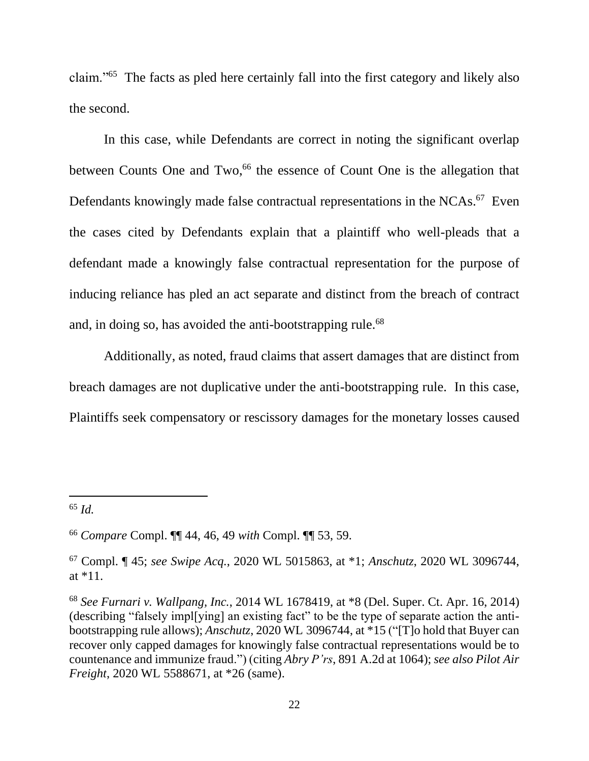claim."[65] The facts as pled here certainly fall into the first category and likely also the second.

In this case, while Defendants are correct in noting the significant overlap between Counts One and Two,[66] the essence of Count One is the allegation that Defendants knowingly made false contractual representations in the NCAs.[67] Even the cases cited by Defendants explain that a plaintiff who well-pleads that a defendant made a knowingly false contractual representation for the purpose of inducing reliance has pled an act separate and distinct from the breach of contract and, in doing so, has avoided the anti-bootstrapping rule.[68]

Additionally, as noted, fraud claims that assert damages that are distinct from breach damages are not duplicative under the anti-bootstrapping rule. In this case, Plaintiffs seek compensatory or rescissory damages for the monetary losses caused

---

[65] *Id.*

[66] *Compare* Compl. ¶¶ 44, 46, 49 *with* Compl. ¶¶ 53, 59.

[67] Compl. ¶ 45; *see Swipe Acq.*, 2020 WL 5015863, at *1; *Anschutz*, 2020 WL 3096744, at *11.

[68] *See Furnari v. Wallpang, Inc.*, 2014 WL 1678419, at *8 (Del. Super. Ct. Apr. 16, 2014) (describing "falsely impl[ying] an existing fact" to be the type of separate action the anti-bootstrapping rule allows); *Anschutz*, 2020 WL 3096744, at *15 ("[T]o hold that Buyer can recover only capped damages for knowingly false contractual representations would be to countenance and immunize fraud.") (citing *Abry P'rs*, 891 A.2d at 1064); *see also Pilot Air Freight*, 2020 WL 5588671, at *26 (same).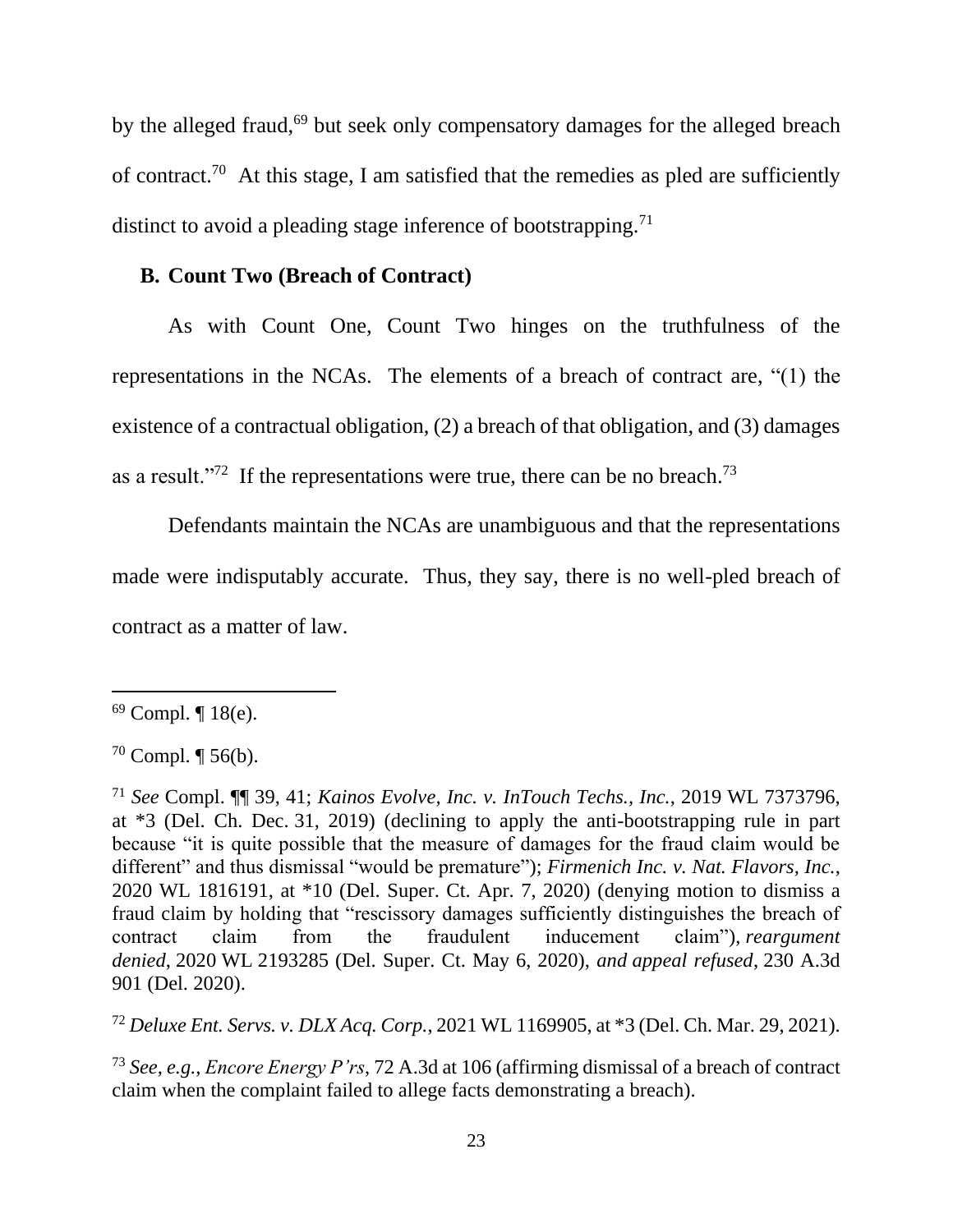by the alleged fraud,[69] but seek only compensatory damages for the alleged breach of contract.[70] At this stage, I am satisfied that the remedies as pled are sufficiently distinct to avoid a pleading stage inference of bootstrapping.[71]

### B. Count Two (Breach of Contract)

As with Count One, Count Two hinges on the truthfulness of the representations in the NCAs. The elements of a breach of contract are, "(1) the existence of a contractual obligation, (2) a breach of that obligation, and (3) damages as a result."[72] If the representations were true, there can be no breach.[73]

Defendants maintain the NCAs are unambiguous and that the representations made were indisputably accurate. Thus, they say, there is no well-pled breach of contract as a matter of law.

---

[69] Compl. ¶ 18(e).

[70] Compl. ¶ 56(b).

[71] *See* Compl. ¶¶ 39, 41; *Kainos Evolve, Inc. v. InTouch Techs., Inc.*, 2019 WL 7373796, at *3 (Del. Ch. Dec. 31, 2019) (declining to apply the anti-bootstrapping rule in part because "it is quite possible that the measure of damages for the fraud claim would be different" and thus dismissal "would be premature"); *Firmenich Inc. v. Nat. Flavors, Inc.*, 2020 WL 1816191, at *10 (Del. Super. Ct. Apr. 7, 2020) (denying motion to dismiss a fraud claim by holding that "rescissory damages sufficiently distinguishes the breach of contract claim from the fraudulent inducement claim"), *reargument denied*, 2020 WL 2193285 (Del. Super. Ct. May 6, 2020), *and appeal refused*, 230 A.3d 901 (Del. 2020).

[72] *Deluxe Ent. Servs. v. DLX Acq. Corp.*, 2021 WL 1169905, at *3 (Del. Ch. Mar. 29, 2021).

[73] *See, e.g.*, *Encore Energy P'rs*, 72 A.3d at 106 (affirming dismissal of a breach of contract claim when the complaint failed to allege facts demonstrating a breach).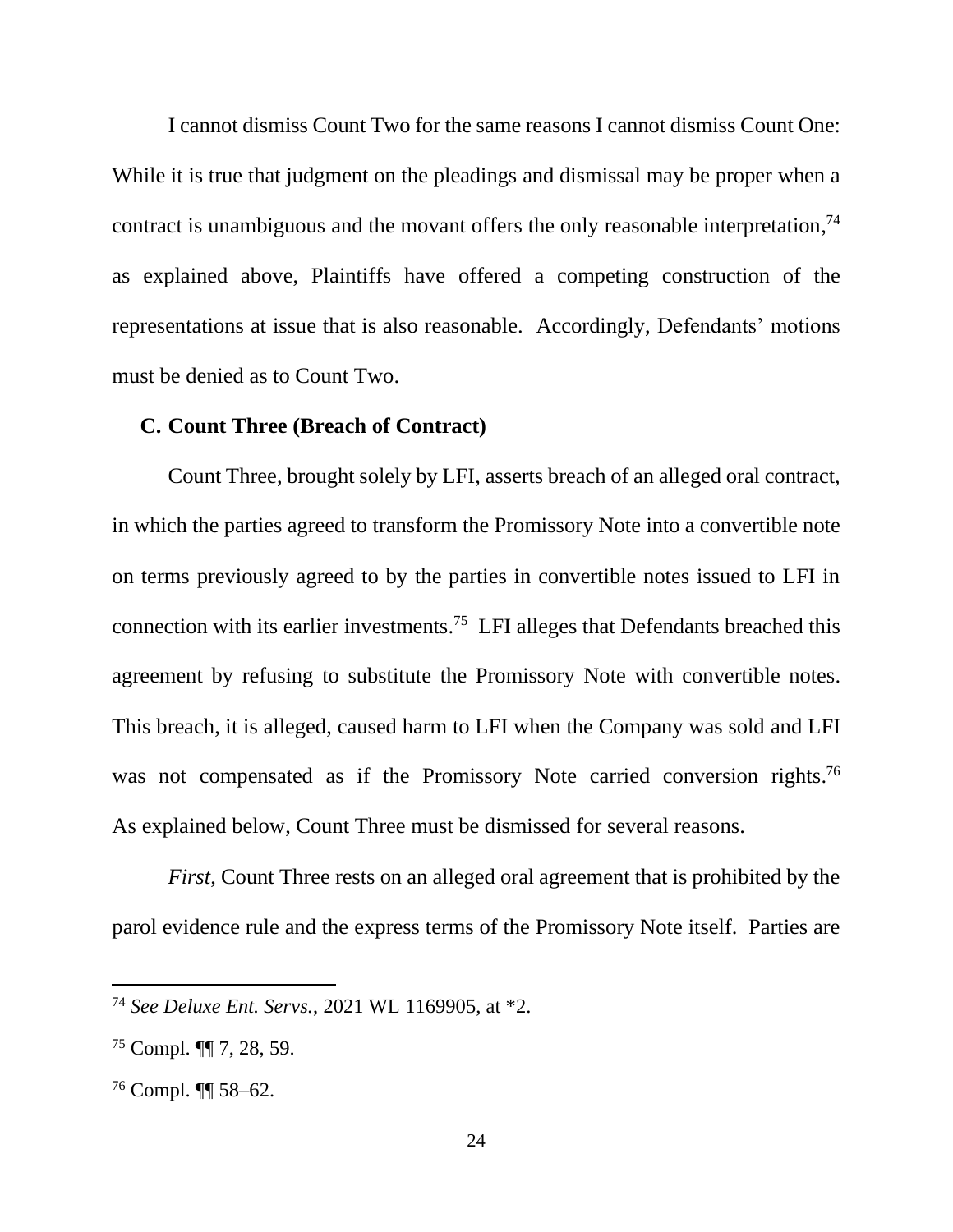I cannot dismiss Count Two for the same reasons I cannot dismiss Count One: While it is true that judgment on the pleadings and dismissal may be proper when a contract is unambiguous and the movant offers the only reasonable interpretation,[74] as explained above, Plaintiffs have offered a competing construction of the representations at issue that is also reasonable. Accordingly, Defendants' motions must be denied as to Count Two.

### C. Count Three (Breach of Contract)

Count Three, brought solely by LFI, asserts breach of an alleged oral contract, in which the parties agreed to transform the Promissory Note into a convertible note on terms previously agreed to by the parties in convertible notes issued to LFI in connection with its earlier investments.[75] LFI alleges that Defendants breached this agreement by refusing to substitute the Promissory Note with convertible notes. This breach, it is alleged, caused harm to LFI when the Company was sold and LFI was not compensated as if the Promissory Note carried conversion rights.[76] As explained below, Count Three must be dismissed for several reasons.

*First*, Count Three rests on an alleged oral agreement that is prohibited by the parol evidence rule and the express terms of the Promissory Note itself. Parties are

---

[74] *See Deluxe Ent. Servs.*, 2021 WL 1169905, at *2.

[75] Compl. ¶¶ 7, 28, 59.

[76] Compl. ¶¶ 58–62.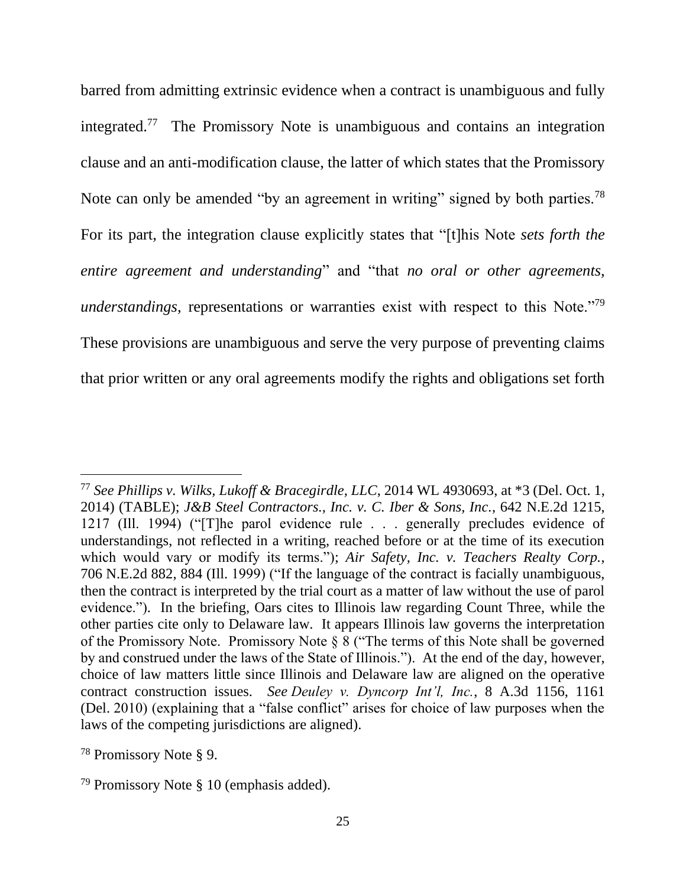barred from admitting extrinsic evidence when a contract is unambiguous and fully integrated.[77] The Promissory Note is unambiguous and contains an integration clause and an anti-modification clause, the latter of which states that the Promissory Note can only be amended "by an agreement in writing" signed by both parties.[78] For its part, the integration clause explicitly states that "[t]his Note *sets forth the entire agreement and understanding*" and "that *no oral or other agreements, understandings*, representations or warranties exist with respect to this Note."[79] These provisions are unambiguous and serve the very purpose of preventing claims that prior written or any oral agreements modify the rights and obligations set forth

---

[77] *See Phillips v. Wilks, Lukoff & Bracegirdle, LLC*, 2014 WL 4930693, at *3 (Del. Oct. 1, 2014) (TABLE); *J&B Steel Contractors., Inc. v. C. Iber & Sons, Inc.*, 642 N.E.2d 1215, 1217 (Ill. 1994) ("[T]he parol evidence rule . . . generally precludes evidence of understandings, not reflected in a writing, reached before or at the time of its execution which would vary or modify its terms."); *Air Safety, Inc. v. Teachers Realty Corp.*, 706 N.E.2d 882, 884 (Ill. 1999) ("If the language of the contract is facially unambiguous, then the contract is interpreted by the trial court as a matter of law without the use of parol evidence."). In the briefing, Oars cites to Illinois law regarding Count Three, while the other parties cite only to Delaware law. It appears Illinois law governs the interpretation of the Promissory Note. Promissory Note § 8 ("The terms of this Note shall be governed by and construed under the laws of the State of Illinois."). At the end of the day, however, choice of law matters little since Illinois and Delaware law are aligned on the operative contract construction issues. *See Deuley v. Dyncorp Int'l, Inc.*, 8 A.3d 1156, 1161 (Del. 2010) (explaining that a "false conflict" arises for choice of law purposes when the laws of the competing jurisdictions are aligned).

[78] Promissory Note § 9.

[79] Promissory Note § 10 (emphasis added).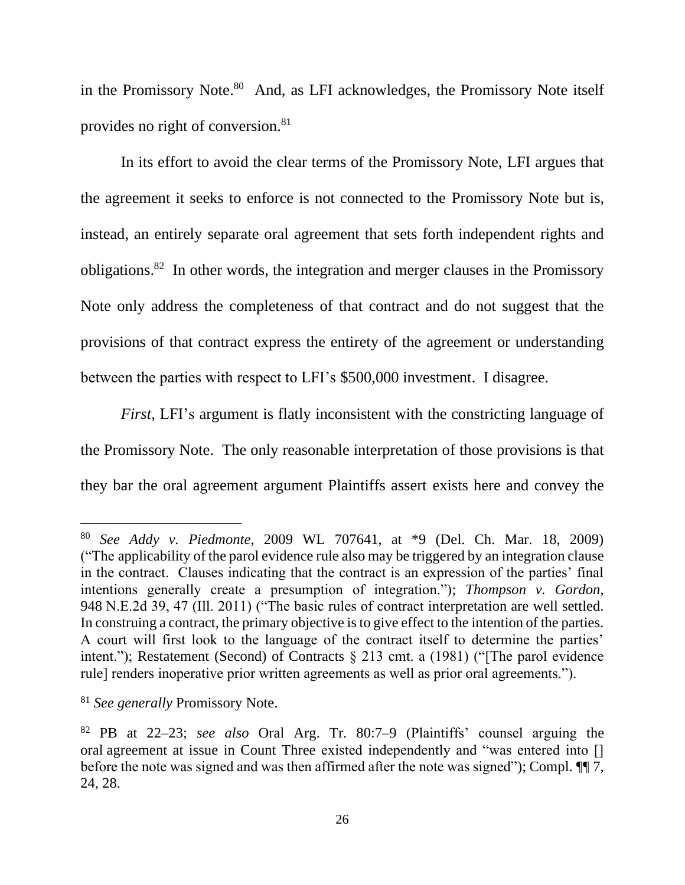in the Promissory Note.[80] And, as LFI acknowledges, the Promissory Note itself provides no right of conversion.[81]

In its effort to avoid the clear terms of the Promissory Note, LFI argues that the agreement it seeks to enforce is not connected to the Promissory Note but is, instead, an entirely separate oral agreement that sets forth independent rights and obligations.[82] In other words, the integration and merger clauses in the Promissory Note only address the completeness of that contract and do not suggest that the provisions of that contract express the entirety of the agreement or understanding between the parties with respect to LFI's $500,000 investment. I disagree.

*First*, LFI's argument is flatly inconsistent with the constricting language of the Promissory Note. The only reasonable interpretation of those provisions is that they bar the oral agreement argument Plaintiffs assert exists here and convey the

---

[80] *See Addy v. Piedmonte*, 2009 WL 707641, at *9 (Del. Ch. Mar. 18, 2009) ("The applicability of the parol evidence rule also may be triggered by an integration clause in the contract. Clauses indicating that the contract is an expression of the parties' final intentions generally create a presumption of integration."); *Thompson v. Gordon*, 948 N.E.2d 39, 47 (Ill. 2011) ("The basic rules of contract interpretation are well settled. In construing a contract, the primary objective is to give effect to the intention of the parties. A court will first look to the language of the contract itself to determine the parties' intent."); Restatement (Second) of Contracts § 213 cmt. a (1981) ("[The parol evidence rule] renders inoperative prior written agreements as well as prior oral agreements.").

[81] *See generally* Promissory Note.

[82] PB at 22–23; *see also* Oral Arg. Tr. 80:7–9 (Plaintiffs' counsel arguing the oral agreement at issue in Count Three existed independently and "was entered into [] before the note was signed and was then affirmed after the note was signed"); Compl. ¶¶ 7, 24, 28.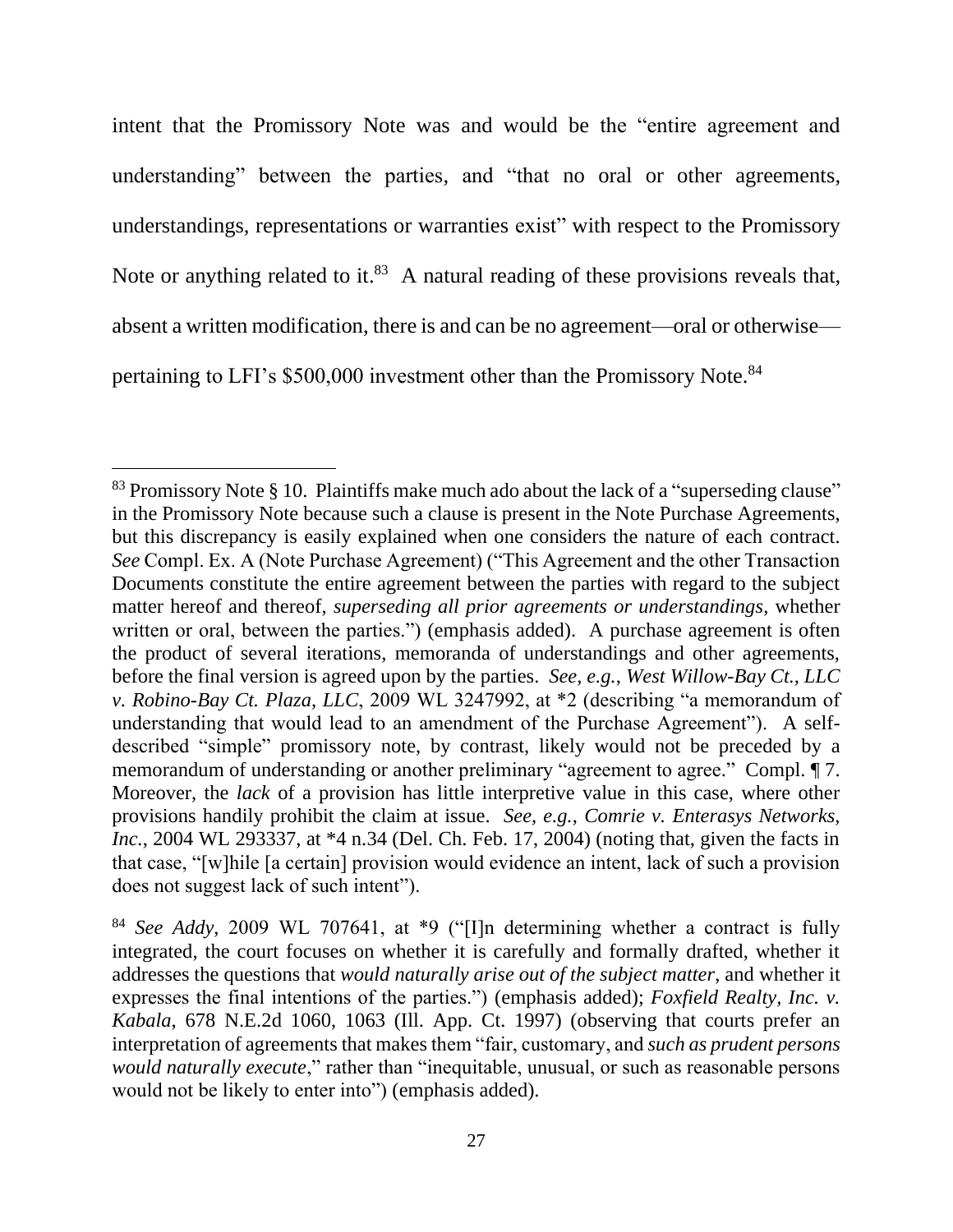intent that the Promissory Note was and would be the "entire agreement and understanding" between the parties, and "that no oral or other agreements, understandings, representations or warranties exist" with respect to the Promissory Note or anything related to it.[83] A natural reading of these provisions reveals that, absent a written modification, there is and can be no agreement—oral or otherwise—pertaining to LFI's $500,000 investment other than the Promissory Note.[84]

---

[83] Promissory Note § 10. Plaintiffs make much ado about the lack of a "superseding clause" in the Promissory Note because such a clause is present in the Note Purchase Agreements, but this discrepancy is easily explained when one considers the nature of each contract. *See* Compl. Ex. A (Note Purchase Agreement) ("This Agreement and the other Transaction Documents constitute the entire agreement between the parties with regard to the subject matter hereof and thereof, *superseding all prior agreements or understandings*, whether written or oral, between the parties.") (emphasis added). A purchase agreement is often the product of several iterations, memoranda of understandings and other agreements, before the final version is agreed upon by the parties. *See, e.g.*, *West Willow-Bay Ct., LLC v. Robino-Bay Ct. Plaza, LLC*, 2009 WL 3247992, at *2 (describing "a memorandum of understanding that would lead to an amendment of the Purchase Agreement"). A self-described "simple" promissory note, by contrast, likely would not be preceded by a memorandum of understanding or another preliminary "agreement to agree." Compl. ¶ 7. Moreover, the *lack* of a provision has little interpretive value in this case, where other provisions handily prohibit the claim at issue. *See, e.g.*, *Comrie v. Enterasys Networks, Inc.*, 2004 WL 293337, at *4 n.34 (Del. Ch. Feb. 17, 2004) (noting that, given the facts in that case, "[w]hile [a certain] provision would evidence an intent, lack of such a provision does not suggest lack of such intent").

[84] *See Addy*, 2009 WL 707641, at *9 ("[I]n determining whether a contract is fully integrated, the court focuses on whether it is carefully and formally drafted, whether it addresses the questions that *would naturally arise out of the subject matter*, and whether it expresses the final intentions of the parties.") (emphasis added); *Foxfield Realty, Inc. v. Kabala*, 678 N.E.2d 1060, 1063 (Ill. App. Ct. 1997) (observing that courts prefer an interpretation of agreements that makes them "fair, customary, and *such as prudent persons would naturally execute*," rather than "inequitable, unusual, or such as reasonable persons would not be likely to enter into") (emphasis added).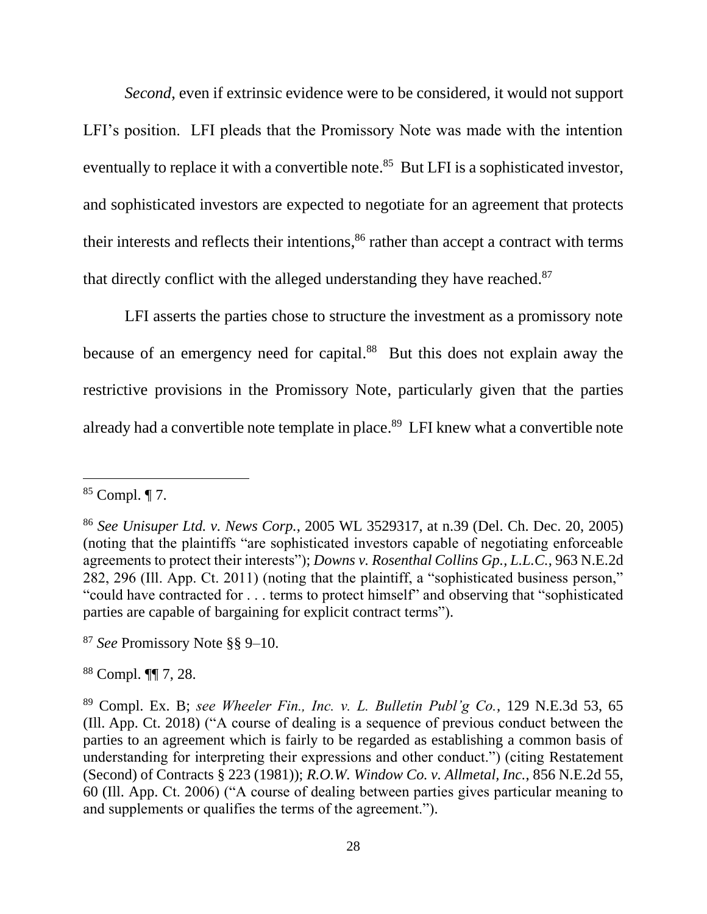*Second*, even if extrinsic evidence were to be considered, it would not support LFI's position. LFI pleads that the Promissory Note was made with the intention eventually to replace it with a convertible note.[85] But LFI is a sophisticated investor, and sophisticated investors are expected to negotiate for an agreement that protects their interests and reflects their intentions,[86] rather than accept a contract with terms that directly conflict with the alleged understanding they have reached.[87]

LFI asserts the parties chose to structure the investment as a promissory note because of an emergency need for capital.[88] But this does not explain away the restrictive provisions in the Promissory Note, particularly given that the parties already had a convertible note template in place.[89] LFI knew what a convertible note

---

[85] Compl. ¶ 7.

[86] *See Unisuper Ltd. v. News Corp.*, 2005 WL 3529317, at n.39 (Del. Ch. Dec. 20, 2005) (noting that the plaintiffs "are sophisticated investors capable of negotiating enforceable agreements to protect their interests"); *Downs v. Rosenthal Collins Gp., L.L.C.*, 963 N.E.2d 282, 296 (Ill. App. Ct. 2011) (noting that the plaintiff, a "sophisticated business person," "could have contracted for . . . terms to protect himself" and observing that "sophisticated parties are capable of bargaining for explicit contract terms").

[87] *See* Promissory Note §§ 9–10.

[88] Compl. ¶¶ 7, 28.

[89] Compl. Ex. B; *see Wheeler Fin., Inc. v. L. Bulletin Publ'g Co.*, 129 N.E.3d 53, 65 (Ill. App. Ct. 2018) ("A course of dealing is a sequence of previous conduct between the parties to an agreement which is fairly to be regarded as establishing a common basis of understanding for interpreting their expressions and other conduct.") (citing Restatement (Second) of Contracts § 223 (1981)); *R.O.W. Window Co. v. Allmetal, Inc.*, 856 N.E.2d 55, 60 (Ill. App. Ct. 2006) ("A course of dealing between parties gives particular meaning to and supplements or qualifies the terms of the agreement.").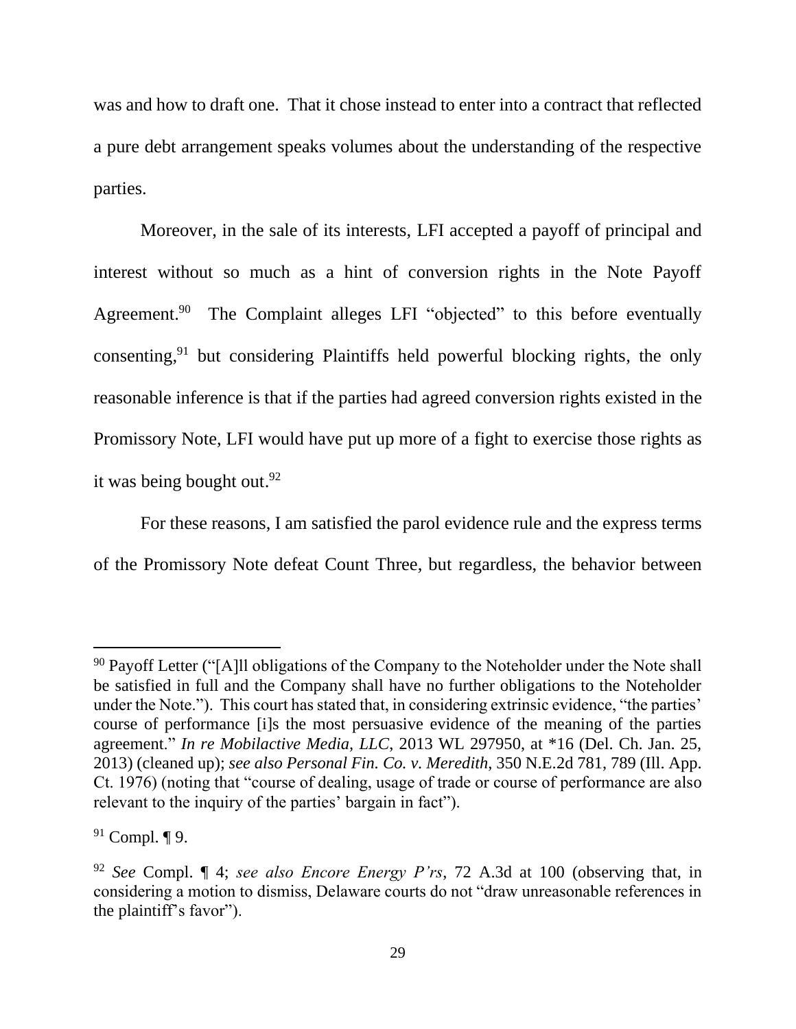was and how to draft one. That it chose instead to enter into a contract that reflected a pure debt arrangement speaks volumes about the understanding of the respective parties.

Moreover, in the sale of its interests, LFI accepted a payoff of principal and interest without so much as a hint of conversion rights in the Note Payoff Agreement.[90] The Complaint alleges LFI "objected" to this before eventually consenting,[91] but considering Plaintiffs held powerful blocking rights, the only reasonable inference is that if the parties had agreed conversion rights existed in the Promissory Note, LFI would have put up more of a fight to exercise those rights as it was being bought out.[92]

For these reasons, I am satisfied the parol evidence rule and the express terms of the Promissory Note defeat Count Three, but regardless, the behavior between

---

[90] Payoff Letter ("[A]ll obligations of the Company to the Noteholder under the Note shall be satisfied in full and the Company shall have no further obligations to the Noteholder under the Note."). This court has stated that, in considering extrinsic evidence, "the parties' course of performance [i]s the most persuasive evidence of the meaning of the parties agreement." *In re Mobilactive Media, LLC*, 2013 WL 297950, at *16 (Del. Ch. Jan. 25, 2013) (cleaned up); *see also Personal Fin. Co. v. Meredith*, 350 N.E.2d 781, 789 (Ill. App. Ct. 1976) (noting that "course of dealing, usage of trade or course of performance are also relevant to the inquiry of the parties' bargain in fact").

[91] Compl. ¶ 9.

[92] *See* Compl. ¶ 4; *see also Encore Energy P'rs*, 72 A.3d at 100 (observing that, in considering a motion to dismiss, Delaware courts do not "draw unreasonable references in the plaintiff's favor").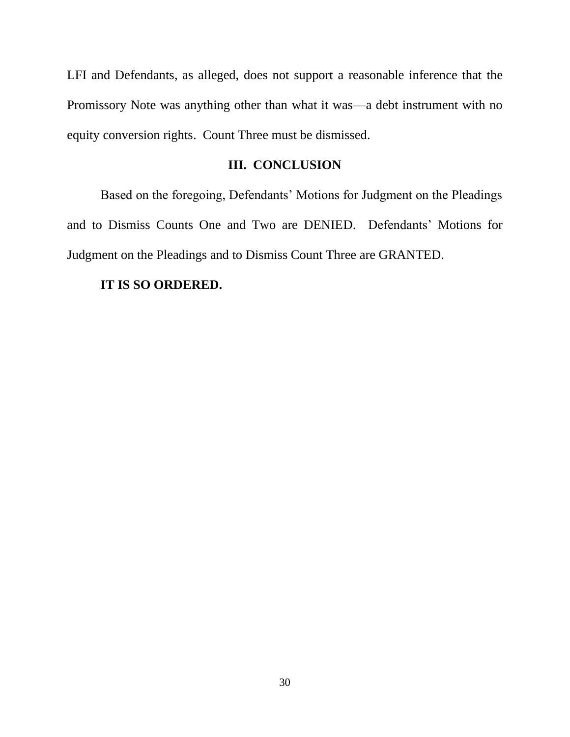LFI and Defendants, as alleged, does not support a reasonable inference that the Promissory Note was anything other than what it was—a debt instrument with no equity conversion rights. Count Three must be dismissed.

## III. CONCLUSION

Based on the foregoing, Defendants' Motions for Judgment on the Pleadings and to Dismiss Counts One and Two are DENIED. Defendants' Motions for Judgment on the Pleadings and to Dismiss Count Three are GRANTED.

**IT IS SO ORDERED.**